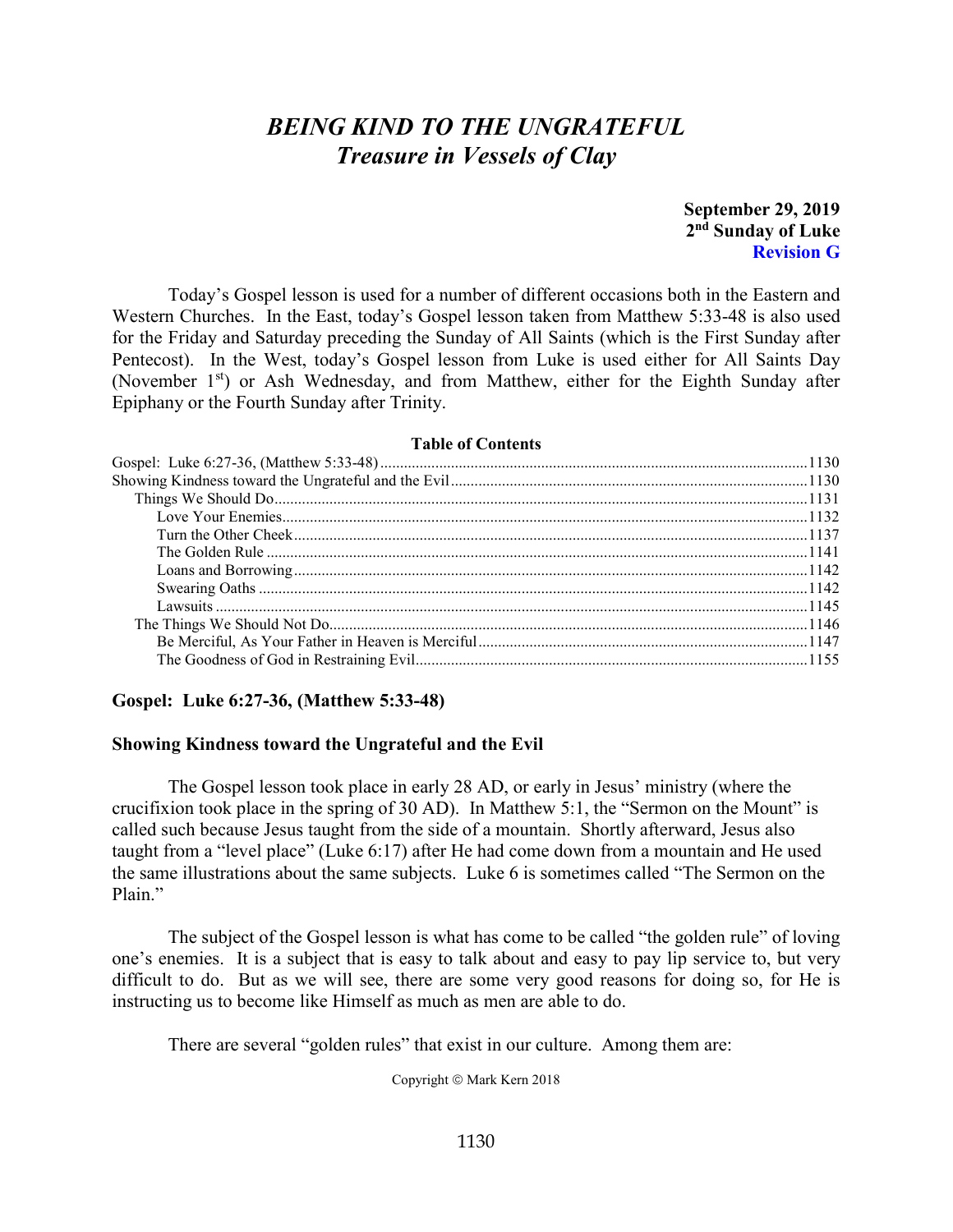# *BEING KIND TO THE UNGRATEFUL*
## *Treasure in Vessels of Clay*

**September 29, 2019**
**2nd Sunday of Luke**
**Revision G**

Today's Gospel lesson is used for a number of different occasions both in the Eastern and Western Churches. In the East, today's Gospel lesson taken from Matthew 5:33-48 is also used for the Friday and Saturday preceding the Sunday of All Saints (which is the First Sunday after Pentecost). In the West, today's Gospel lesson from Luke is used either for All Saints Day (November 1st) or Ash Wednesday, and from Matthew, either for the Eighth Sunday after Epiphany or the Fourth Sunday after Trinity.

**Table of Contents**

| | |
|---|---|
| Gospel: Luke 6:27-36, (Matthew 5:33-48) | 1130 |
| Showing Kindness toward the Ungrateful and the Evil | 1130 |
| Things We Should Do | 1131 |
| Love Your Enemies | 1132 |
| Turn the Other Cheek | 1137 |
| The Golden Rule | 1141 |
| Loans and Borrowing | 1142 |
| Swearing Oaths | 1142 |
| Lawsuits | 1145 |
| The Things We Should Not Do | 1146 |
| Be Merciful, As Your Father in Heaven is Merciful | 1147 |
| The Goodness of God in Restraining Evil | 1155 |

### Gospel: Luke 6:27-36, (Matthew 5:33-48)

### Showing Kindness toward the Ungrateful and the Evil

The Gospel lesson took place in early 28 AD, or early in Jesus' ministry (where the crucifixion took place in the spring of 30 AD). In Matthew 5:1, the "Sermon on the Mount" is called such because Jesus taught from the side of a mountain. Shortly afterward, Jesus also taught from a "level place" (Luke 6:17) after He had come down from a mountain and He used the same illustrations about the same subjects. Luke 6 is sometimes called "The Sermon on the Plain."

The subject of the Gospel lesson is what has come to be called "the golden rule" of loving one's enemies. It is a subject that is easy to talk about and easy to pay lip service to, but very difficult to do. But as we will see, there are some very good reasons for doing so, for He is instructing us to become like Himself as much as men are able to do.

There are several "golden rules" that exist in our culture. Among them are:

Copyright © Mark Kern 2018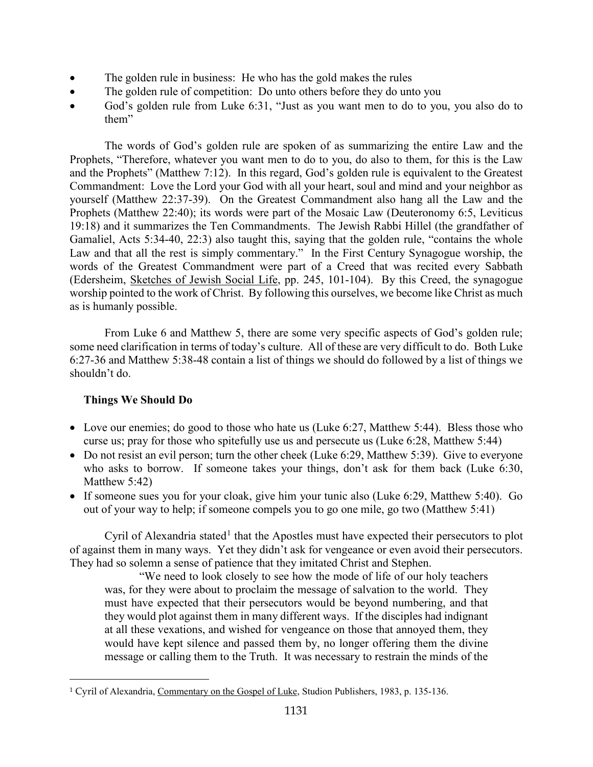- The golden rule in business: He who has the gold makes the rules
- The golden rule of competition: Do unto others before they do unto you
- God's golden rule from Luke 6:31, "Just as you want men to do to you, you also do to them"

The words of God's golden rule are spoken of as summarizing the entire Law and the Prophets, "Therefore, whatever you want men to do to you, do also to them, for this is the Law and the Prophets" (Matthew 7:12). In this regard, God's golden rule is equivalent to the Greatest Commandment: Love the Lord your God with all your heart, soul and mind and your neighbor as yourself (Matthew 22:37-39). On the Greatest Commandment also hang all the Law and the Prophets (Matthew 22:40); its words were part of the Mosaic Law (Deuteronomy 6:5, Leviticus 19:18) and it summarizes the Ten Commandments. The Jewish Rabbi Hillel (the grandfather of Gamaliel, Acts 5:34-40, 22:3) also taught this, saying that the golden rule, "contains the whole Law and that all the rest is simply commentary." In the First Century Synagogue worship, the words of the Greatest Commandment were part of a Creed that was recited every Sabbath (Edersheim, Sketches of Jewish Social Life, pp. 245, 101-104). By this Creed, the synagogue worship pointed to the work of Christ. By following this ourselves, we become like Christ as much as is humanly possible.

From Luke 6 and Matthew 5, there are some very specific aspects of God's golden rule; some need clarification in terms of today's culture. All of these are very difficult to do. Both Luke 6:27-36 and Matthew 5:38-48 contain a list of things we should do followed by a list of things we shouldn't do.

**Things We Should Do**

- Love our enemies; do good to those who hate us (Luke 6:27, Matthew 5:44). Bless those who curse us; pray for those who spitefully use us and persecute us (Luke 6:28, Matthew 5:44)
- Do not resist an evil person; turn the other cheek (Luke 6:29, Matthew 5:39). Give to everyone who asks to borrow. If someone takes your things, don't ask for them back (Luke 6:30, Matthew 5:42)
- If someone sues you for your cloak, give him your tunic also (Luke 6:29, Matthew 5:40). Go out of your way to help; if someone compels you to go one mile, go two (Matthew 5:41)

Cyril of Alexandria stated[1] that the Apostles must have expected their persecutors to plot of against them in many ways. Yet they didn't ask for vengeance or even avoid their persecutors. They had so solemn a sense of patience that they imitated Christ and Stephen.

> "We need to look closely to see how the mode of life of our holy teachers was, for they were about to proclaim the message of salvation to the world. They must have expected that their persecutors would be beyond numbering, and that they would plot against them in many different ways. If the disciples had indignant at all these vexations, and wished for vengeance on those that annoyed them, they would have kept silence and passed them by, no longer offering them the divine message or calling them to the Truth. It was necessary to restrain the minds of the

[1] Cyril of Alexandria, Commentary on the Gospel of Luke, Studion Publishers, 1983, p. 135-136.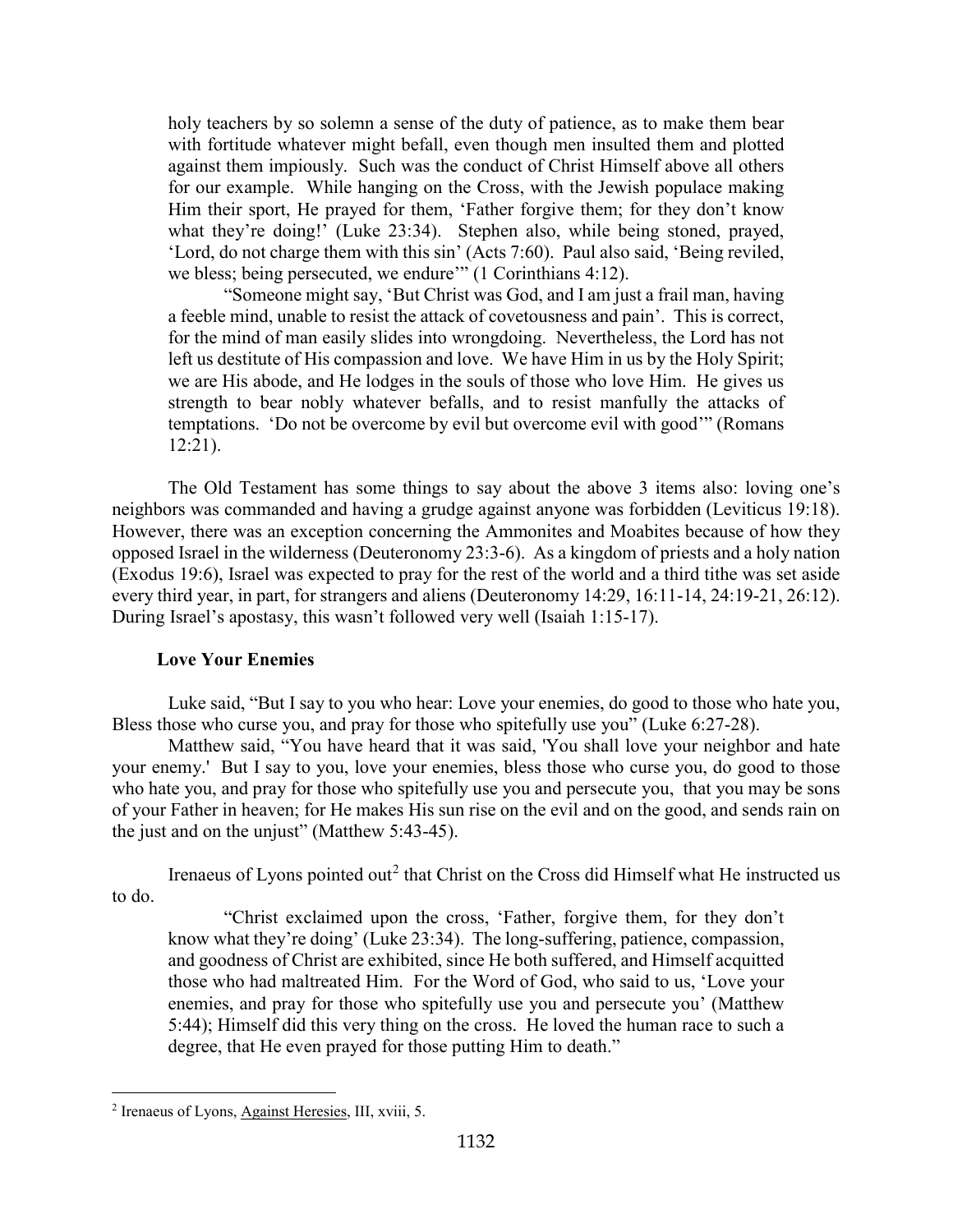> holy teachers by so solemn a sense of the duty of patience, as to make them bear with fortitude whatever might befall, even though men insulted them and plotted against them impiously. Such was the conduct of Christ Himself above all others for our example. While hanging on the Cross, with the Jewish populace making Him their sport, He prayed for them, 'Father forgive them; for they don't know what they're doing!' (Luke 23:34). Stephen also, while being stoned, prayed, 'Lord, do not charge them with this sin' (Acts 7:60). Paul also said, 'Being reviled, we bless; being persecuted, we endure'" (1 Corinthians 4:12).
>
> "Someone might say, 'But Christ was God, and I am just a frail man, having a feeble mind, unable to resist the attack of covetousness and pain'. This is correct, for the mind of man easily slides into wrongdoing. Nevertheless, the Lord has not left us destitute of His compassion and love. We have Him in us by the Holy Spirit; we are His abode, and He lodges in the souls of those who love Him. He gives us strength to bear nobly whatever befalls, and to resist manfully the attacks of temptations. 'Do not be overcome by evil but overcome evil with good'" (Romans 12:21).

The Old Testament has some things to say about the above 3 items also: loving one's neighbors was commanded and having a grudge against anyone was forbidden (Leviticus 19:18). However, there was an exception concerning the Ammonites and Moabites because of how they opposed Israel in the wilderness (Deuteronomy 23:3-6). As a kingdom of priests and a holy nation (Exodus 19:6), Israel was expected to pray for the rest of the world and a third tithe was set aside every third year, in part, for strangers and aliens (Deuteronomy 14:29, 16:11-14, 24:19-21, 26:12). During Israel's apostasy, this wasn't followed very well (Isaiah 1:15-17).

### Love Your Enemies

Luke said, "But I say to you who hear: Love your enemies, do good to those who hate you, Bless those who curse you, and pray for those who spitefully use you" (Luke 6:27-28).

Matthew said, "You have heard that it was said, 'You shall love your neighbor and hate your enemy.' But I say to you, love your enemies, bless those who curse you, do good to those who hate you, and pray for those who spitefully use you and persecute you, that you may be sons of your Father in heaven; for He makes His sun rise on the evil and on the good, and sends rain on the just and on the unjust" (Matthew 5:43-45).

Irenaeus of Lyons pointed out[2] that Christ on the Cross did Himself what He instructed us to do.

> "Christ exclaimed upon the cross, 'Father, forgive them, for they don't know what they're doing' (Luke 23:34). The long-suffering, patience, compassion, and goodness of Christ are exhibited, since He both suffered, and Himself acquitted those who had maltreated Him. For the Word of God, who said to us, 'Love your enemies, and pray for those who spitefully use you and persecute you' (Matthew 5:44); Himself did this very thing on the cross. He loved the human race to such a degree, that He even prayed for those putting Him to death."

[2] Irenaeus of Lyons, Against Heresies, III, xviii, 5.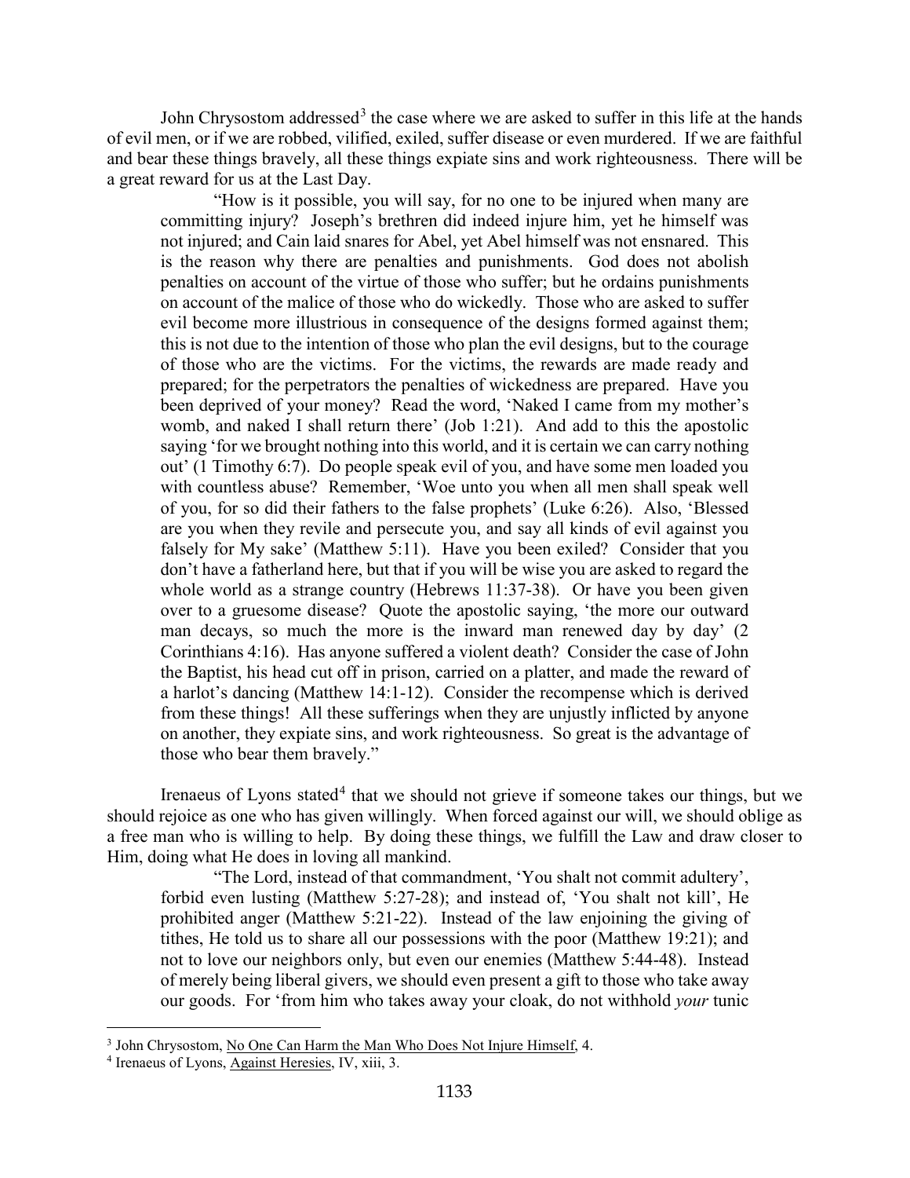John Chrysostom addressed[3] the case where we are asked to suffer in this life at the hands of evil men, or if we are robbed, vilified, exiled, suffer disease or even murdered. If we are faithful and bear these things bravely, all these things expiate sins and work righteousness. There will be a great reward for us at the Last Day.

> "How is it possible, you will say, for no one to be injured when many are committing injury? Joseph's brethren did indeed injure him, yet he himself was not injured; and Cain laid snares for Abel, yet Abel himself was not ensnared. This is the reason why there are penalties and punishments. God does not abolish penalties on account of the virtue of those who suffer; but he ordains punishments on account of the malice of those who do wickedly. Those who are asked to suffer evil become more illustrious in consequence of the designs formed against them; this is not due to the intention of those who plan the evil designs, but to the courage of those who are the victims. For the victims, the rewards are made ready and prepared; for the perpetrators the penalties of wickedness are prepared. Have you been deprived of your money? Read the word, 'Naked I came from my mother's womb, and naked I shall return there' (Job 1:21). And add to this the apostolic saying 'for we brought nothing into this world, and it is certain we can carry nothing out' (1 Timothy 6:7). Do people speak evil of you, and have some men loaded you with countless abuse? Remember, 'Woe unto you when all men shall speak well of you, for so did their fathers to the false prophets' (Luke 6:26). Also, 'Blessed are you when they revile and persecute you, and say all kinds of evil against you falsely for My sake' (Matthew 5:11). Have you been exiled? Consider that you don't have a fatherland here, but that if you will be wise you are asked to regard the whole world as a strange country (Hebrews 11:37-38). Or have you been given over to a gruesome disease? Quote the apostolic saying, 'the more our outward man decays, so much the more is the inward man renewed day by day' (2 Corinthians 4:16). Has anyone suffered a violent death? Consider the case of John the Baptist, his head cut off in prison, carried on a platter, and made the reward of a harlot's dancing (Matthew 14:1-12). Consider the recompense which is derived from these things! All these sufferings when they are unjustly inflicted by anyone on another, they expiate sins, and work righteousness. So great is the advantage of those who bear them bravely."

Irenaeus of Lyons stated[4] that we should not grieve if someone takes our things, but we should rejoice as one who has given willingly. When forced against our will, we should oblige as a free man who is willing to help. By doing these things, we fulfill the Law and draw closer to Him, doing what He does in loving all mankind.

> "The Lord, instead of that commandment, 'You shalt not commit adultery', forbid even lusting (Matthew 5:27-28); and instead of, 'You shalt not kill', He prohibited anger (Matthew 5:21-22). Instead of the law enjoining the giving of tithes, He told us to share all our possessions with the poor (Matthew 19:21); and not to love our neighbors only, but even our enemies (Matthew 5:44-48). Instead of merely being liberal givers, we should even present a gift to those who take away our goods. For 'from him who takes away your cloak, do not withhold *your* tunic

---

[3] John Chrysostom, No One Can Harm the Man Who Does Not Injure Himself, 4.

[4] Irenaeus of Lyons, Against Heresies, IV, xiii, 3.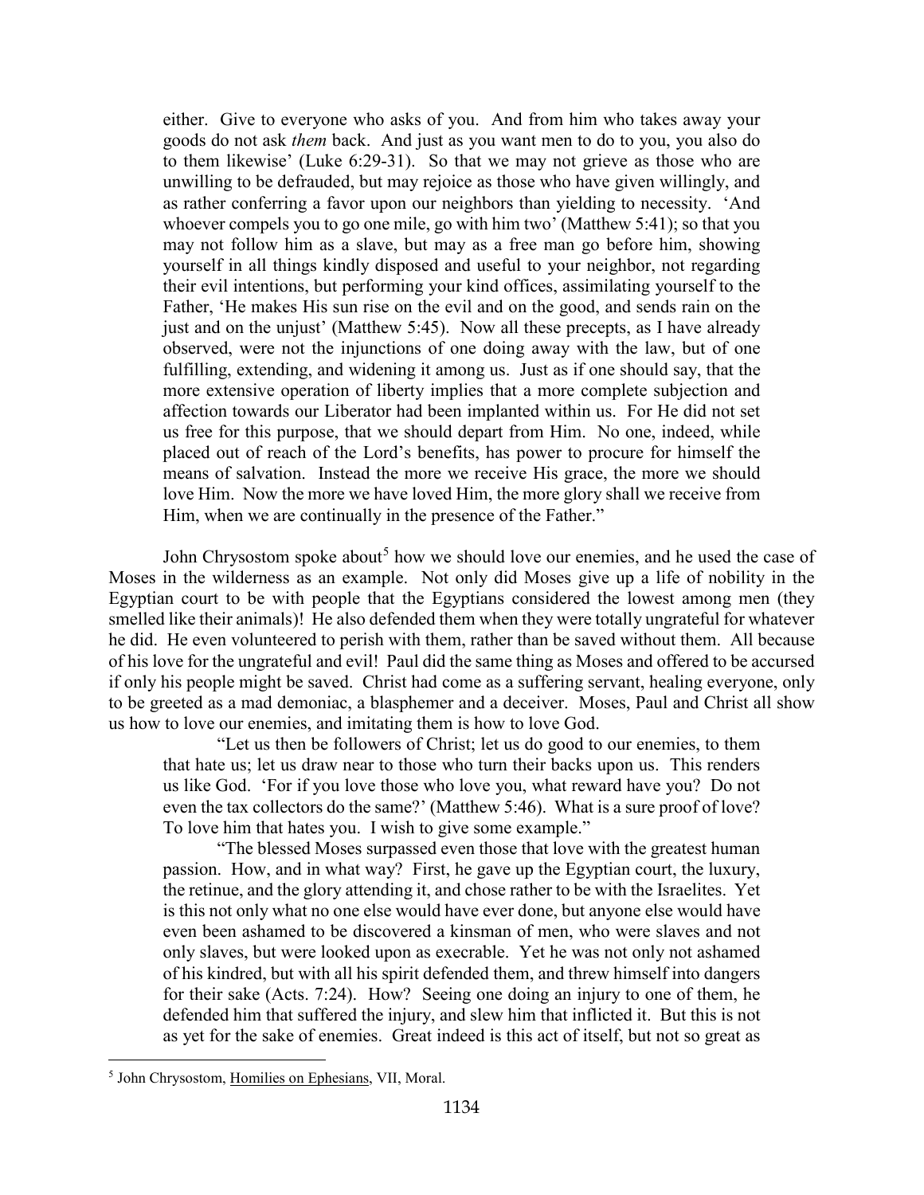either. Give to everyone who asks of you. And from him who takes away your goods do not ask *them* back. And just as you want men to do to you, you also do to them likewise' (Luke 6:29-31). So that we may not grieve as those who are unwilling to be defrauded, but may rejoice as those who have given willingly, and as rather conferring a favor upon our neighbors than yielding to necessity. 'And whoever compels you to go one mile, go with him two' (Matthew 5:41); so that you may not follow him as a slave, but may as a free man go before him, showing yourself in all things kindly disposed and useful to your neighbor, not regarding their evil intentions, but performing your kind offices, assimilating yourself to the Father, 'He makes His sun rise on the evil and on the good, and sends rain on the just and on the unjust' (Matthew 5:45). Now all these precepts, as I have already observed, were not the injunctions of one doing away with the law, but of one fulfilling, extending, and widening it among us. Just as if one should say, that the more extensive operation of liberty implies that a more complete subjection and affection towards our Liberator had been implanted within us. For He did not set us free for this purpose, that we should depart from Him. No one, indeed, while placed out of reach of the Lord's benefits, has power to procure for himself the means of salvation. Instead the more we receive His grace, the more we should love Him. Now the more we have loved Him, the more glory shall we receive from Him, when we are continually in the presence of the Father."

John Chrysostom spoke about[5] how we should love our enemies, and he used the case of Moses in the wilderness as an example. Not only did Moses give up a life of nobility in the Egyptian court to be with people that the Egyptians considered the lowest among men (they smelled like their animals)! He also defended them when they were totally ungrateful for whatever he did. He even volunteered to perish with them, rather than be saved without them. All because of his love for the ungrateful and evil! Paul did the same thing as Moses and offered to be accursed if only his people might be saved. Christ had come as a suffering servant, healing everyone, only to be greeted as a mad demoniac, a blasphemer and a deceiver. Moses, Paul and Christ all show us how to love our enemies, and imitating them is how to love God.

"Let us then be followers of Christ; let us do good to our enemies, to them that hate us; let us draw near to those who turn their backs upon us. This renders us like God. 'For if you love those who love you, what reward have you? Do not even the tax collectors do the same?' (Matthew 5:46). What is a sure proof of love? To love him that hates you. I wish to give some example."

"The blessed Moses surpassed even those that love with the greatest human passion. How, and in what way? First, he gave up the Egyptian court, the luxury, the retinue, and the glory attending it, and chose rather to be with the Israelites. Yet is this not only what no one else would have ever done, but anyone else would have even been ashamed to be discovered a kinsman of men, who were slaves and not only slaves, but were looked upon as execrable. Yet he was not only not ashamed of his kindred, but with all his spirit defended them, and threw himself into dangers for their sake (Acts. 7:24). How? Seeing one doing an injury to one of them, he defended him that suffered the injury, and slew him that inflicted it. But this is not as yet for the sake of enemies. Great indeed is this act of itself, but not so great as

[5] John Chrysostom, Homilies on Ephesians, VII, Moral.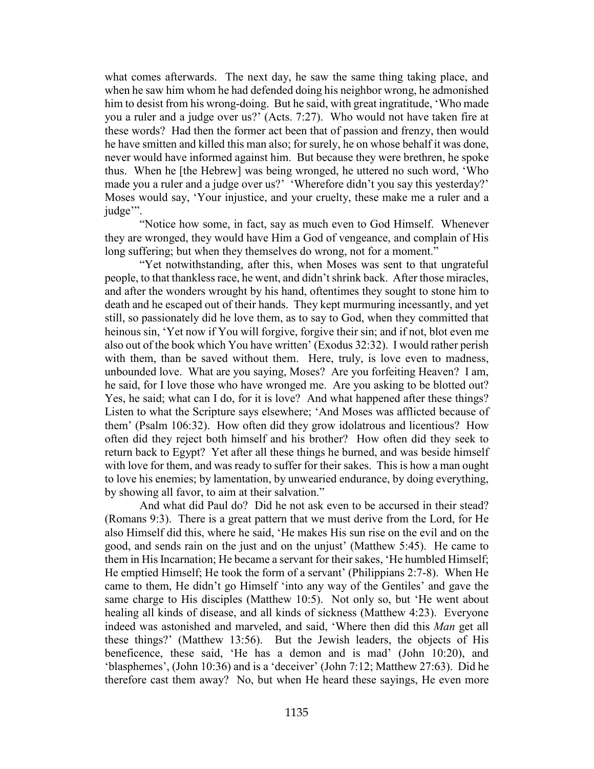what comes afterwards. The next day, he saw the same thing taking place, and when he saw him whom he had defended doing his neighbor wrong, he admonished him to desist from his wrong-doing. But he said, with great ingratitude, 'Who made you a ruler and a judge over us?' (Acts. 7:27). Who would not have taken fire at these words? Had then the former act been that of passion and frenzy, then would he have smitten and killed this man also; for surely, he on whose behalf it was done, never would have informed against him. But because they were brethren, he spoke thus. When he [the Hebrew] was being wronged, he uttered no such word, 'Who made you a ruler and a judge over us?' 'Wherefore didn't you say this yesterday?' Moses would say, 'Your injustice, and your cruelty, these make me a ruler and a judge'".

"Notice how some, in fact, say as much even to God Himself. Whenever they are wronged, they would have Him a God of vengeance, and complain of His long suffering; but when they themselves do wrong, not for a moment."

"Yet notwithstanding, after this, when Moses was sent to that ungrateful people, to that thankless race, he went, and didn't shrink back. After those miracles, and after the wonders wrought by his hand, oftentimes they sought to stone him to death and he escaped out of their hands. They kept murmuring incessantly, and yet still, so passionately did he love them, as to say to God, when they committed that heinous sin, 'Yet now if You will forgive, forgive their sin; and if not, blot even me also out of the book which You have written' (Exodus 32:32). I would rather perish with them, than be saved without them. Here, truly, is love even to madness, unbounded love. What are you saying, Moses? Are you forfeiting Heaven? I am, he said, for I love those who have wronged me. Are you asking to be blotted out? Yes, he said; what can I do, for it is love? And what happened after these things? Listen to what the Scripture says elsewhere; 'And Moses was afflicted because of them' (Psalm 106:32). How often did they grow idolatrous and licentious? How often did they reject both himself and his brother? How often did they seek to return back to Egypt? Yet after all these things he burned, and was beside himself with love for them, and was ready to suffer for their sakes. This is how a man ought to love his enemies; by lamentation, by unwearied endurance, by doing everything, by showing all favor, to aim at their salvation."

And what did Paul do? Did he not ask even to be accursed in their stead? (Romans 9:3). There is a great pattern that we must derive from the Lord, for He also Himself did this, where he said, 'He makes His sun rise on the evil and on the good, and sends rain on the just and on the unjust' (Matthew 5:45). He came to them in His Incarnation; He became a servant for their sakes, 'He humbled Himself; He emptied Himself; He took the form of a servant' (Philippians 2:7-8). When He came to them, He didn't go Himself 'into any way of the Gentiles' and gave the same charge to His disciples (Matthew 10:5). Not only so, but 'He went about healing all kinds of disease, and all kinds of sickness (Matthew 4:23). Everyone indeed was astonished and marveled, and said, 'Where then did this *Man* get all these things?' (Matthew 13:56). But the Jewish leaders, the objects of His beneficence, these said, 'He has a demon and is mad' (John 10:20), and 'blasphemes', (John 10:36) and is a 'deceiver' (John 7:12; Matthew 27:63). Did he therefore cast them away? No, but when He heard these sayings, He even more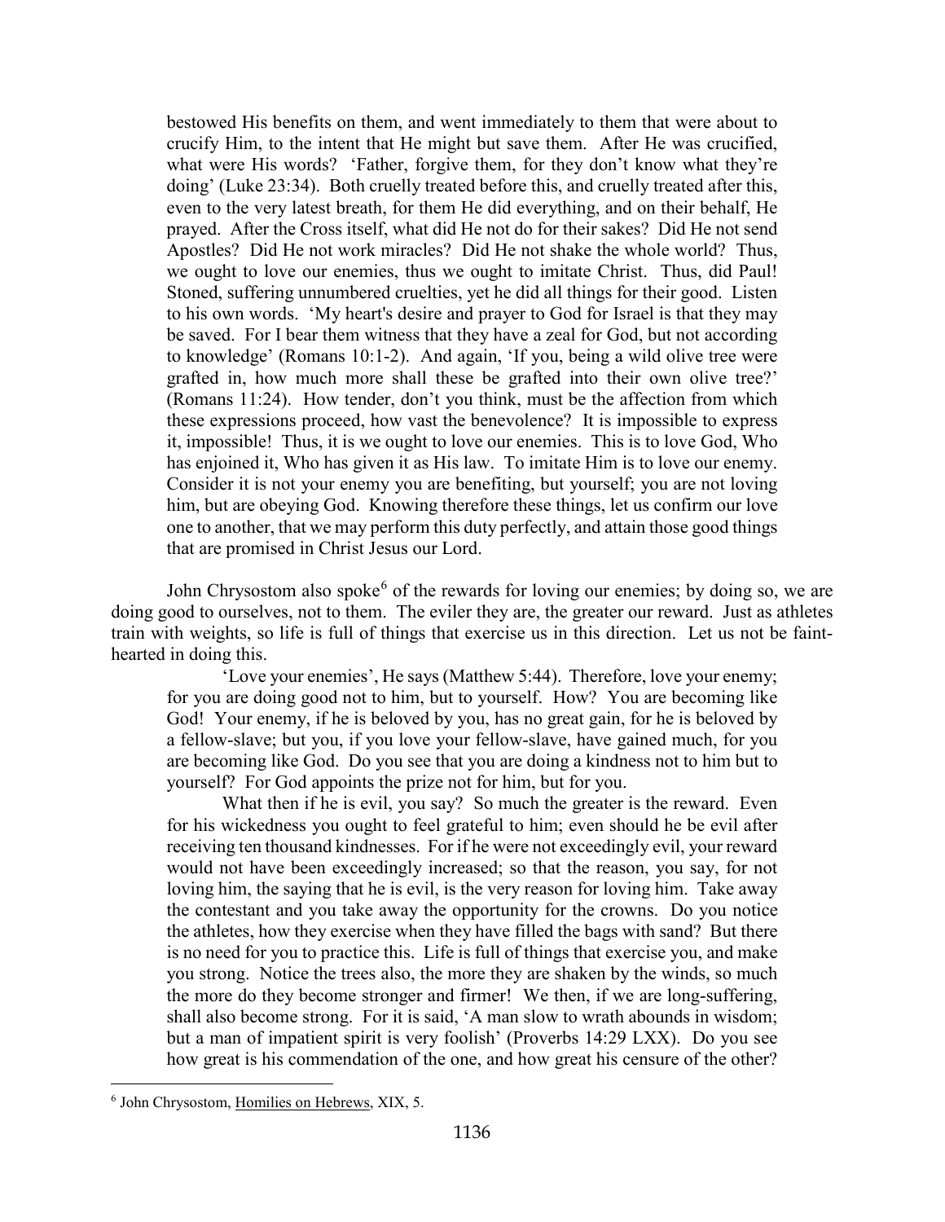> bestowed His benefits on them, and went immediately to them that were about to crucify Him, to the intent that He might but save them. After He was crucified, what were His words? 'Father, forgive them, for they don't know what they're doing' (Luke 23:34). Both cruelly treated before this, and cruelly treated after this, even to the very latest breath, for them He did everything, and on their behalf, He prayed. After the Cross itself, what did He not do for their sakes? Did He not send Apostles? Did He not work miracles? Did He not shake the whole world? Thus, we ought to love our enemies, thus we ought to imitate Christ. Thus, did Paul! Stoned, suffering unnumbered cruelties, yet he did all things for their good. Listen to his own words. 'My heart's desire and prayer to God for Israel is that they may be saved. For I bear them witness that they have a zeal for God, but not according to knowledge' (Romans 10:1-2). And again, 'If you, being a wild olive tree were grafted in, how much more shall these be grafted into their own olive tree?' (Romans 11:24). How tender, don't you think, must be the affection from which these expressions proceed, how vast the benevolence? It is impossible to express it, impossible! Thus, it is we ought to love our enemies. This is to love God, Who has enjoined it, Who has given it as His law. To imitate Him is to love our enemy. Consider it is not your enemy you are benefiting, but yourself; you are not loving him, but are obeying God. Knowing therefore these things, let us confirm our love one to another, that we may perform this duty perfectly, and attain those good things that are promised in Christ Jesus our Lord.

John Chrysostom also spoke[6] of the rewards for loving our enemies; by doing so, we are doing good to ourselves, not to them. The eviler they are, the greater our reward. Just as athletes train with weights, so life is full of things that exercise us in this direction. Let us not be faint-hearted in doing this.

> 'Love your enemies', He says (Matthew 5:44). Therefore, love your enemy; for you are doing good not to him, but to yourself. How? You are becoming like God! Your enemy, if he is beloved by you, has no great gain, for he is beloved by a fellow-slave; but you, if you love your fellow-slave, have gained much, for you are becoming like God. Do you see that you are doing a kindness not to him but to yourself? For God appoints the prize not for him, but for you.
>
> What then if he is evil, you say? So much the greater is the reward. Even for his wickedness you ought to feel grateful to him; even should he be evil after receiving ten thousand kindnesses. For if he were not exceedingly evil, your reward would not have been exceedingly increased; so that the reason, you say, for not loving him, the saying that he is evil, is the very reason for loving him. Take away the contestant and you take away the opportunity for the crowns. Do you notice the athletes, how they exercise when they have filled the bags with sand? But there is no need for you to practice this. Life is full of things that exercise you, and make you strong. Notice the trees also, the more they are shaken by the winds, so much the more do they become stronger and firmer! We then, if we are long-suffering, shall also become strong. For it is said, 'A man slow to wrath abounds in wisdom; but a man of impatient spirit is very foolish' (Proverbs 14:29 LXX). Do you see how great is his commendation of the one, and how great his censure of the other?

[6] John Chrysostom, Homilies on Hebrews, XIX, 5.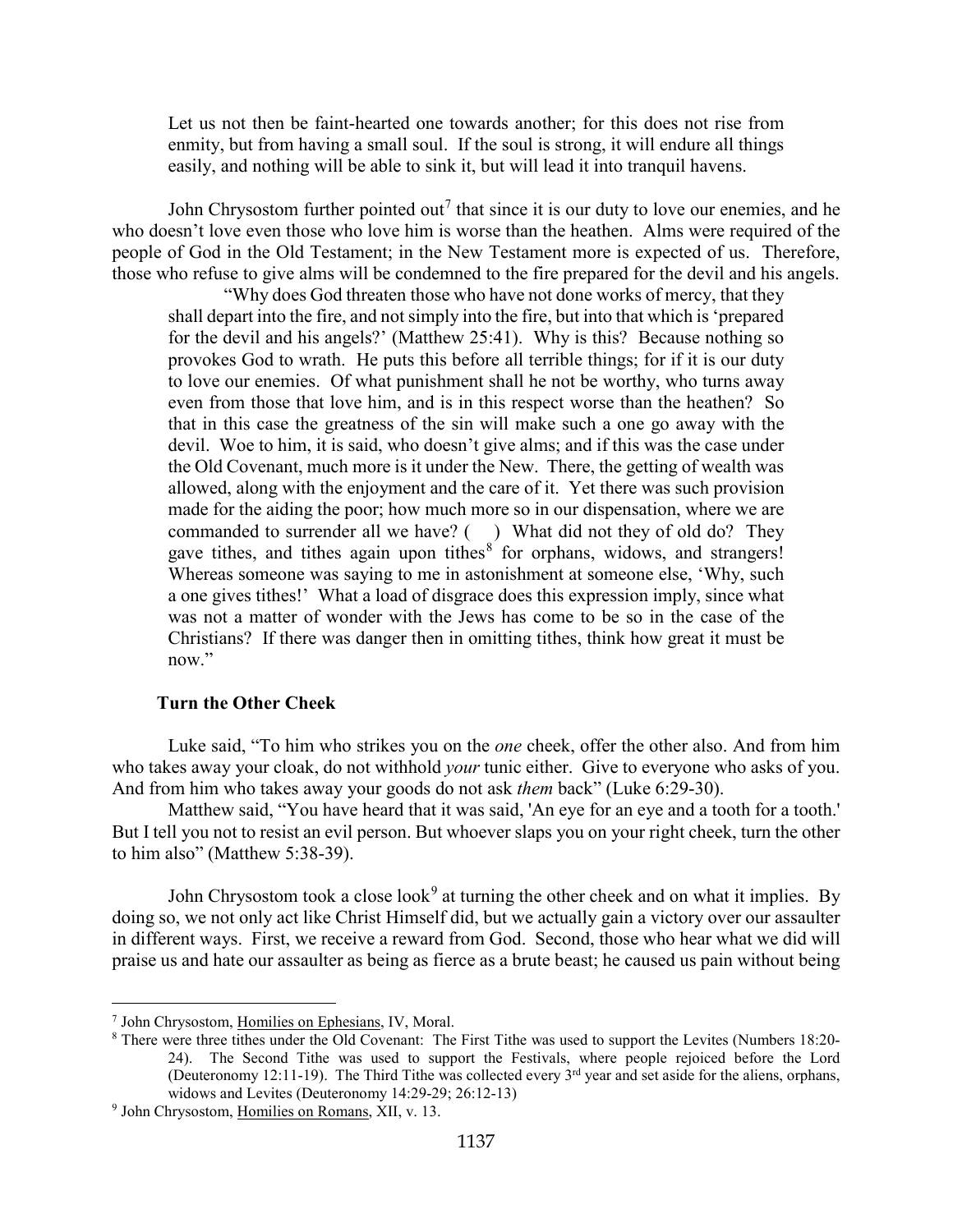> Let us not then be faint-hearted one towards another; for this does not rise from enmity, but from having a small soul. If the soul is strong, it will endure all things easily, and nothing will be able to sink it, but will lead it into tranquil havens.

John Chrysostom further pointed out[7] that since it is our duty to love our enemies, and he who doesn't love even those who love him is worse than the heathen. Alms were required of the people of God in the Old Testament; in the New Testament more is expected of us. Therefore, those who refuse to give alms will be condemned to the fire prepared for the devil and his angels.

> "Why does God threaten those who have not done works of mercy, that they shall depart into the fire, and not simply into the fire, but into that which is 'prepared for the devil and his angels?' (Matthew 25:41). Why is this? Because nothing so provokes God to wrath. He puts this before all terrible things; for if it is our duty to love our enemies. Of what punishment shall he not be worthy, who turns away even from those that love him, and is in this respect worse than the heathen? So that in this case the greatness of the sin will make such a one go away with the devil. Woe to him, it is said, who doesn't give alms; and if this was the case under the Old Covenant, much more is it under the New. There, the getting of wealth was allowed, along with the enjoyment and the care of it. Yet there was such provision made for the aiding the poor; how much more so in our dispensation, where we are commanded to surrender all we have? ( ) What did not they of old do? They gave tithes, and tithes again upon tithes[8] for orphans, widows, and strangers! Whereas someone was saying to me in astonishment at someone else, 'Why, such a one gives tithes!' What a load of disgrace does this expression imply, since what was not a matter of wonder with the Jews has come to be so in the case of the Christians? If there was danger then in omitting tithes, think how great it must be now."

### Turn the Other Cheek

Luke said, "To him who strikes you on the *one* cheek, offer the other also. And from him who takes away your cloak, do not withhold *your* tunic either. Give to everyone who asks of you. And from him who takes away your goods do not ask *them* back" (Luke 6:29-30).

Matthew said, "You have heard that it was said, 'An eye for an eye and a tooth for a tooth.' But I tell you not to resist an evil person. But whoever slaps you on your right cheek, turn the other to him also" (Matthew 5:38-39).

John Chrysostom took a close look[9] at turning the other cheek and on what it implies. By doing so, we not only act like Christ Himself did, but we actually gain a victory over our assaulter in different ways. First, we receive a reward from God. Second, those who hear what we did will praise us and hate our assaulter as being as fierce as a brute beast; he caused us pain without being

---

[7] John Chrysostom, Homilies on Ephesians, IV, Moral.

[8] There were three tithes under the Old Covenant: The First Tithe was used to support the Levites (Numbers 18:20-24). The Second Tithe was used to support the Festivals, where people rejoiced before the Lord (Deuteronomy 12:11-19). The Third Tithe was collected every 3rd year and set aside for the aliens, orphans, widows and Levites (Deuteronomy 14:29-29; 26:12-13)

[9] John Chrysostom, Homilies on Romans, XII, v. 13.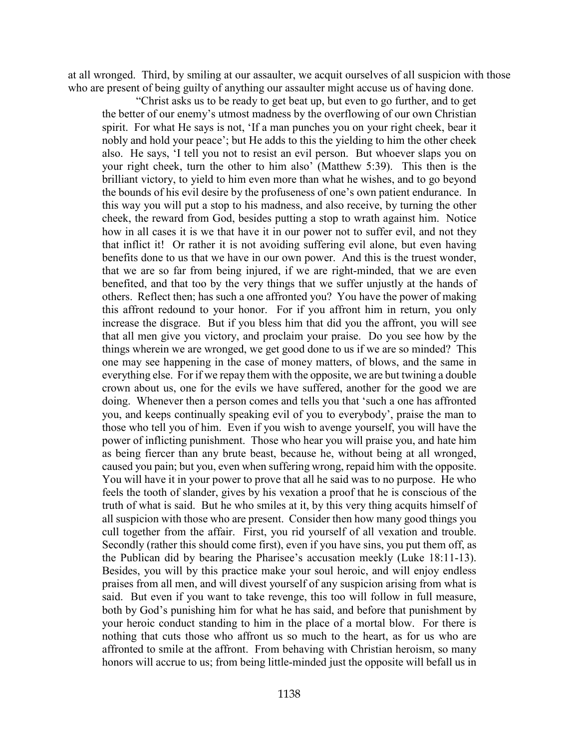at all wronged. Third, by smiling at our assaulter, we acquit ourselves of all suspicion with those who are present of being guilty of anything our assaulter might accuse us of having done.

> "Christ asks us to be ready to get beat up, but even to go further, and to get the better of our enemy's utmost madness by the overflowing of our own Christian spirit. For what He says is not, 'If a man punches you on your right cheek, bear it nobly and hold your peace'; but He adds to this the yielding to him the other cheek also. He says, 'I tell you not to resist an evil person. But whoever slaps you on your right cheek, turn the other to him also' (Matthew 5:39). This then is the brilliant victory, to yield to him even more than what he wishes, and to go beyond the bounds of his evil desire by the profuseness of one's own patient endurance. In this way you will put a stop to his madness, and also receive, by turning the other cheek, the reward from God, besides putting a stop to wrath against him. Notice how in all cases it is we that have it in our power not to suffer evil, and not they that inflict it! Or rather it is not avoiding suffering evil alone, but even having benefits done to us that we have in our own power. And this is the truest wonder, that we are so far from being injured, if we are right-minded, that we are even benefited, and that too by the very things that we suffer unjustly at the hands of others. Reflect then; has such a one affronted you? You have the power of making this affront redound to your honor. For if you affront him in return, you only increase the disgrace. But if you bless him that did you the affront, you will see that all men give you victory, and proclaim your praise. Do you see how by the things wherein we are wronged, we get good done to us if we are so minded? This one may see happening in the case of money matters, of blows, and the same in everything else. For if we repay them with the opposite, we are but twining a double crown about us, one for the evils we have suffered, another for the good we are doing. Whenever then a person comes and tells you that 'such a one has affronted you, and keeps continually speaking evil of you to everybody', praise the man to those who tell you of him. Even if you wish to avenge yourself, you will have the power of inflicting punishment. Those who hear you will praise you, and hate him as being fiercer than any brute beast, because he, without being at all wronged, caused you pain; but you, even when suffering wrong, repaid him with the opposite. You will have it in your power to prove that all he said was to no purpose. He who feels the tooth of slander, gives by his vexation a proof that he is conscious of the truth of what is said. But he who smiles at it, by this very thing acquits himself of all suspicion with those who are present. Consider then how many good things you cull together from the affair. First, you rid yourself of all vexation and trouble. Secondly (rather this should come first), even if you have sins, you put them off, as the Publican did by bearing the Pharisee's accusation meekly (Luke 18:11-13). Besides, you will by this practice make your soul heroic, and will enjoy endless praises from all men, and will divest yourself of any suspicion arising from what is said. But even if you want to take revenge, this too will follow in full measure, both by God's punishing him for what he has said, and before that punishment by your heroic conduct standing to him in the place of a mortal blow. For there is nothing that cuts those who affront us so much to the heart, as for us who are affronted to smile at the affront. From behaving with Christian heroism, so many honors will accrue to us; from being little-minded just the opposite will befall us in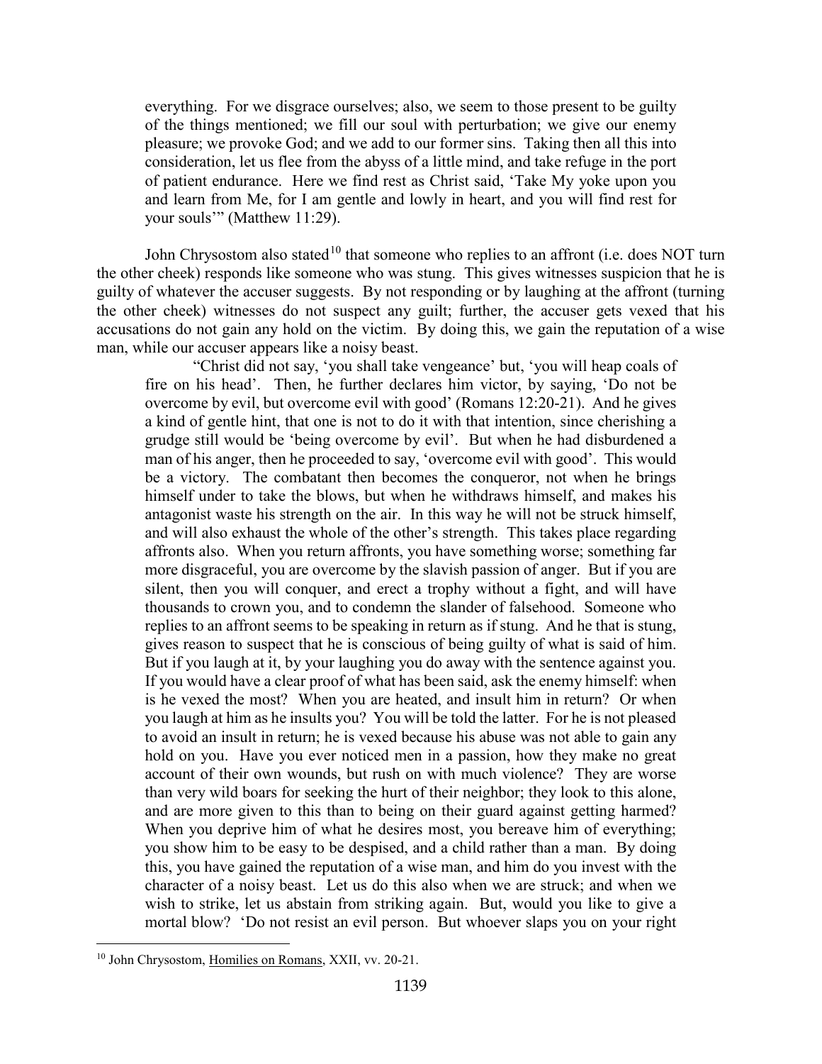> everything. For we disgrace ourselves; also, we seem to those present to be guilty of the things mentioned; we fill our soul with perturbation; we give our enemy pleasure; we provoke God; and we add to our former sins. Taking then all this into consideration, let us flee from the abyss of a little mind, and take refuge in the port of patient endurance. Here we find rest as Christ said, 'Take My yoke upon you and learn from Me, for I am gentle and lowly in heart, and you will find rest for your souls'" (Matthew 11:29).

John Chrysostom also stated[10] that someone who replies to an affront (i.e. does NOT turn the other cheek) responds like someone who was stung. This gives witnesses suspicion that he is guilty of whatever the accuser suggests. By not responding or by laughing at the affront (turning the other cheek) witnesses do not suspect any guilt; further, the accuser gets vexed that his accusations do not gain any hold on the victim. By doing this, we gain the reputation of a wise man, while our accuser appears like a noisy beast.

> "Christ did not say, 'you shall take vengeance' but, 'you will heap coals of fire on his head'. Then, he further declares him victor, by saying, 'Do not be overcome by evil, but overcome evil with good' (Romans 12:20-21). And he gives a kind of gentle hint, that one is not to do it with that intention, since cherishing a grudge still would be 'being overcome by evil'. But when he had disburdened a man of his anger, then he proceeded to say, 'overcome evil with good'. This would be a victory. The combatant then becomes the conqueror, not when he brings himself under to take the blows, but when he withdraws himself, and makes his antagonist waste his strength on the air. In this way he will not be struck himself, and will also exhaust the whole of the other's strength. This takes place regarding affronts also. When you return affronts, you have something worse; something far more disgraceful, you are overcome by the slavish passion of anger. But if you are silent, then you will conquer, and erect a trophy without a fight, and will have thousands to crown you, and to condemn the slander of falsehood. Someone who replies to an affront seems to be speaking in return as if stung. And he that is stung, gives reason to suspect that he is conscious of being guilty of what is said of him. But if you laugh at it, by your laughing you do away with the sentence against you. If you would have a clear proof of what has been said, ask the enemy himself: when is he vexed the most? When you are heated, and insult him in return? Or when you laugh at him as he insults you? You will be told the latter. For he is not pleased to avoid an insult in return; he is vexed because his abuse was not able to gain any hold on you. Have you ever noticed men in a passion, how they make no great account of their own wounds, but rush on with much violence? They are worse than very wild boars for seeking the hurt of their neighbor; they look to this alone, and are more given to this than to being on their guard against getting harmed? When you deprive him of what he desires most, you bereave him of everything; you show him to be easy to be despised, and a child rather than a man. By doing this, you have gained the reputation of a wise man, and him do you invest with the character of a noisy beast. Let us do this also when we are struck; and when we wish to strike, let us abstain from striking again. But, would you like to give a mortal blow? 'Do not resist an evil person. But whoever slaps you on your right

[10] John Chrysostom, Homilies on Romans, XXII, vv. 20-21.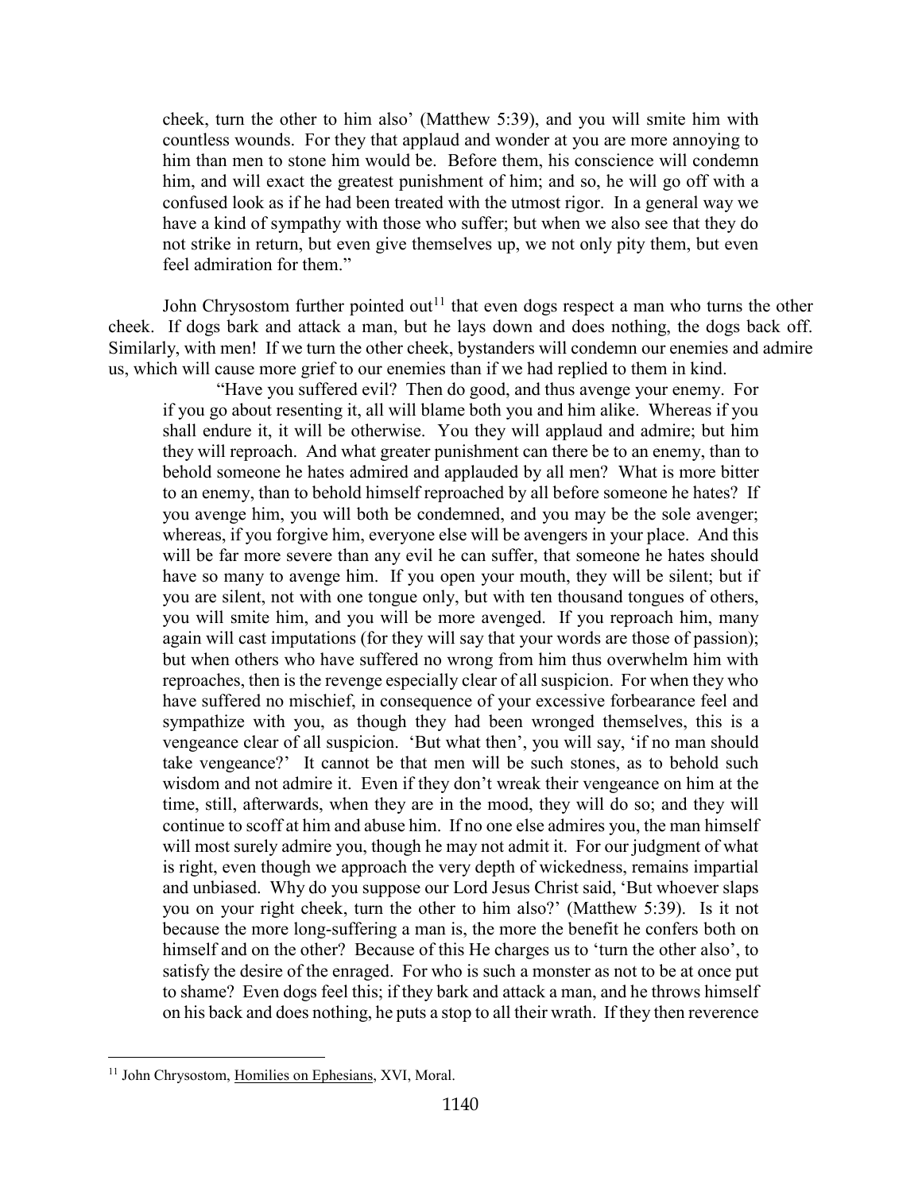> cheek, turn the other to him also' (Matthew 5:39), and you will smite him with countless wounds. For they that applaud and wonder at you are more annoying to him than men to stone him would be. Before them, his conscience will condemn him, and will exact the greatest punishment of him; and so, he will go off with a confused look as if he had been treated with the utmost rigor. In a general way we have a kind of sympathy with those who suffer; but when we also see that they do not strike in return, but even give themselves up, we not only pity them, but even feel admiration for them."

John Chrysostom further pointed out[11] that even dogs respect a man who turns the other cheek. If dogs bark and attack a man, but he lays down and does nothing, the dogs back off. Similarly, with men! If we turn the other cheek, bystanders will condemn our enemies and admire us, which will cause more grief to our enemies than if we had replied to them in kind.

> "Have you suffered evil? Then do good, and thus avenge your enemy. For if you go about resenting it, all will blame both you and him alike. Whereas if you shall endure it, it will be otherwise. You they will applaud and admire; but him they will reproach. And what greater punishment can there be to an enemy, than to behold someone he hates admired and applauded by all men? What is more bitter to an enemy, than to behold himself reproached by all before someone he hates? If you avenge him, you will both be condemned, and you may be the sole avenger; whereas, if you forgive him, everyone else will be avengers in your place. And this will be far more severe than any evil he can suffer, that someone he hates should have so many to avenge him. If you open your mouth, they will be silent; but if you are silent, not with one tongue only, but with ten thousand tongues of others, you will smite him, and you will be more avenged. If you reproach him, many again will cast imputations (for they will say that your words are those of passion); but when others who have suffered no wrong from him thus overwhelm him with reproaches, then is the revenge especially clear of all suspicion. For when they who have suffered no mischief, in consequence of your excessive forbearance feel and sympathize with you, as though they had been wronged themselves, this is a vengeance clear of all suspicion. 'But what then', you will say, 'if no man should take vengeance?' It cannot be that men will be such stones, as to behold such wisdom and not admire it. Even if they don't wreak their vengeance on him at the time, still, afterwards, when they are in the mood, they will do so; and they will continue to scoff at him and abuse him. If no one else admires you, the man himself will most surely admire you, though he may not admit it. For our judgment of what is right, even though we approach the very depth of wickedness, remains impartial and unbiased. Why do you suppose our Lord Jesus Christ said, 'But whoever slaps you on your right cheek, turn the other to him also?' (Matthew 5:39). Is it not because the more long-suffering a man is, the more the benefit he confers both on himself and on the other? Because of this He charges us to 'turn the other also', to satisfy the desire of the enraged. For who is such a monster as not to be at once put to shame? Even dogs feel this; if they bark and attack a man, and he throws himself on his back and does nothing, he puts a stop to all their wrath. If they then reverence

---

[11] John Chrysostom, Homilies on Ephesians, XVI, Moral.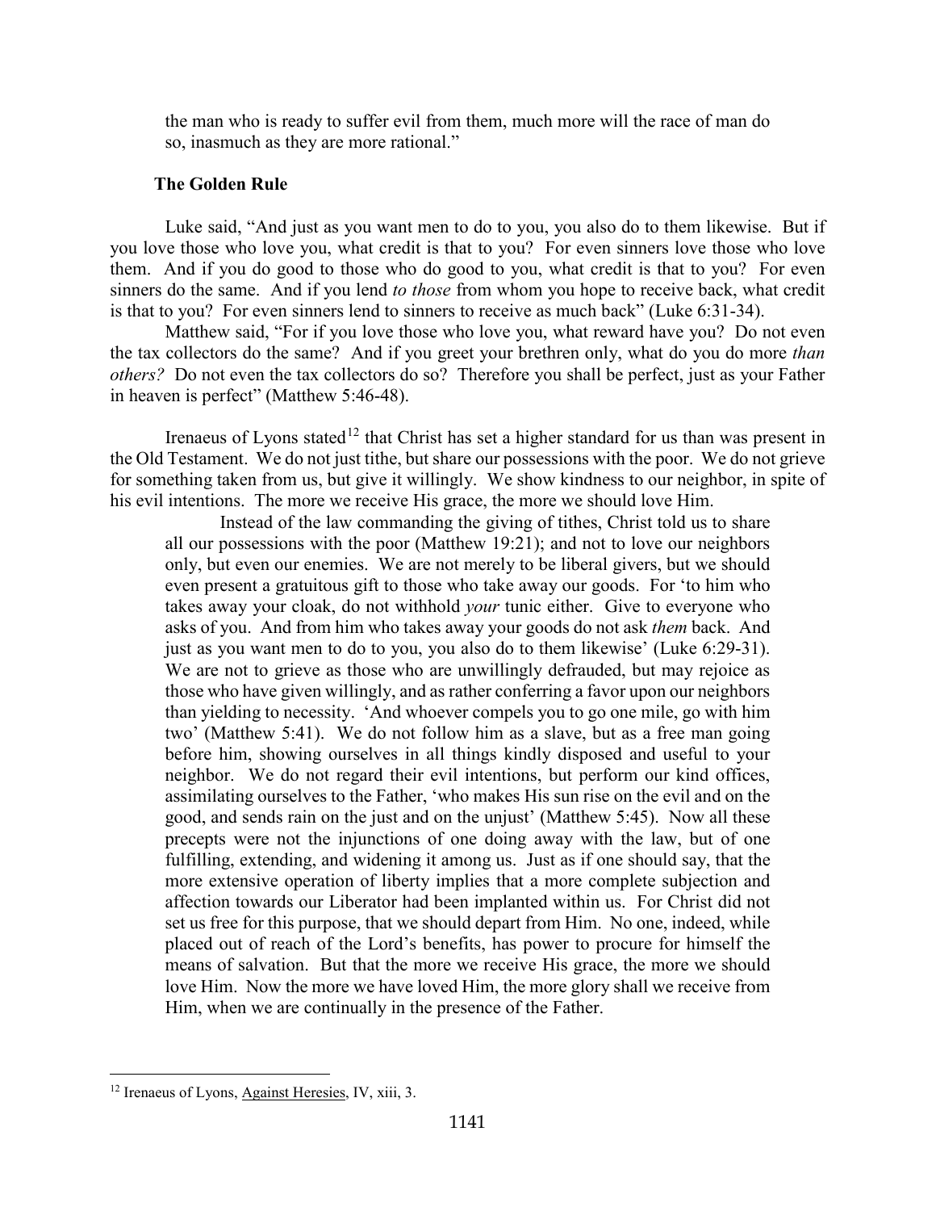> the man who is ready to suffer evil from them, much more will the race of man do so, inasmuch as they are more rational."

### The Golden Rule

Luke said, "And just as you want men to do to you, you also do to them likewise. But if you love those who love you, what credit is that to you? For even sinners love those who love them. And if you do good to those who do good to you, what credit is that to you? For even sinners do the same. And if you lend *to those* from whom you hope to receive back, what credit is that to you? For even sinners lend to sinners to receive as much back" (Luke 6:31-34).

Matthew said, "For if you love those who love you, what reward have you? Do not even the tax collectors do the same? And if you greet your brethren only, what do you do more *than others?* Do not even the tax collectors do so? Therefore you shall be perfect, just as your Father in heaven is perfect" (Matthew 5:46-48).

Irenaeus of Lyons stated[12] that Christ has set a higher standard for us than was present in the Old Testament. We do not just tithe, but share our possessions with the poor. We do not grieve for something taken from us, but give it willingly. We show kindness to our neighbor, in spite of his evil intentions. The more we receive His grace, the more we should love Him.

> Instead of the law commanding the giving of tithes, Christ told us to share all our possessions with the poor (Matthew 19:21); and not to love our neighbors only, but even our enemies. We are not merely to be liberal givers, but we should even present a gratuitous gift to those who take away our goods. For 'to him who takes away your cloak, do not withhold *your* tunic either. Give to everyone who asks of you. And from him who takes away your goods do not ask *them* back. And just as you want men to do to you, you also do to them likewise' (Luke 6:29-31). We are not to grieve as those who are unwillingly defrauded, but may rejoice as those who have given willingly, and as rather conferring a favor upon our neighbors than yielding to necessity. 'And whoever compels you to go one mile, go with him two' (Matthew 5:41). We do not follow him as a slave, but as a free man going before him, showing ourselves in all things kindly disposed and useful to your neighbor. We do not regard their evil intentions, but perform our kind offices, assimilating ourselves to the Father, 'who makes His sun rise on the evil and on the good, and sends rain on the just and on the unjust' (Matthew 5:45). Now all these precepts were not the injunctions of one doing away with the law, but of one fulfilling, extending, and widening it among us. Just as if one should say, that the more extensive operation of liberty implies that a more complete subjection and affection towards our Liberator had been implanted within us. For Christ did not set us free for this purpose, that we should depart from Him. No one, indeed, while placed out of reach of the Lord's benefits, has power to procure for himself the means of salvation. But that the more we receive His grace, the more we should love Him. Now the more we have loved Him, the more glory shall we receive from Him, when we are continually in the presence of the Father.

---

[12] Irenaeus of Lyons, Against Heresies, IV, xiii, 3.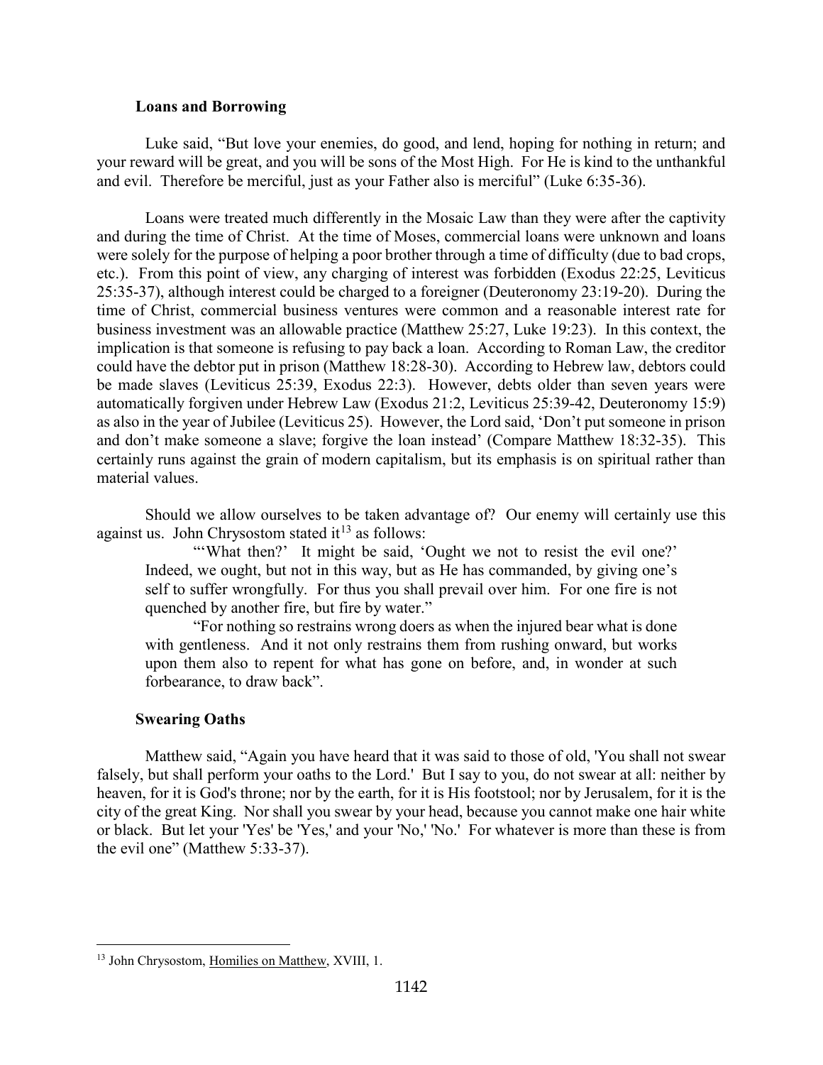### Loans and Borrowing

Luke said, "But love your enemies, do good, and lend, hoping for nothing in return; and your reward will be great, and you will be sons of the Most High. For He is kind to the unthankful and evil. Therefore be merciful, just as your Father also is merciful" (Luke 6:35-36).

Loans were treated much differently in the Mosaic Law than they were after the captivity and during the time of Christ. At the time of Moses, commercial loans were unknown and loans were solely for the purpose of helping a poor brother through a time of difficulty (due to bad crops, etc.). From this point of view, any charging of interest was forbidden (Exodus 22:25, Leviticus 25:35-37), although interest could be charged to a foreigner (Deuteronomy 23:19-20). During the time of Christ, commercial business ventures were common and a reasonable interest rate for business investment was an allowable practice (Matthew 25:27, Luke 19:23). In this context, the implication is that someone is refusing to pay back a loan. According to Roman Law, the creditor could have the debtor put in prison (Matthew 18:28-30). According to Hebrew law, debtors could be made slaves (Leviticus 25:39, Exodus 22:3). However, debts older than seven years were automatically forgiven under Hebrew Law (Exodus 21:2, Leviticus 25:39-42, Deuteronomy 15:9) as also in the year of Jubilee (Leviticus 25). However, the Lord said, 'Don't put someone in prison and don't make someone a slave; forgive the loan instead' (Compare Matthew 18:32-35). This certainly runs against the grain of modern capitalism, but its emphasis is on spiritual rather than material values.

Should we allow ourselves to be taken advantage of? Our enemy will certainly use this against us. John Chrysostom stated it[13] as follows:

> "'What then?' It might be said, 'Ought we not to resist the evil one?' Indeed, we ought, but not in this way, but as He has commanded, by giving one's self to suffer wrongfully. For thus you shall prevail over him. For one fire is not quenched by another fire, but fire by water."
>
> "For nothing so restrains wrong doers as when the injured bear what is done with gentleness. And it not only restrains them from rushing onward, but works upon them also to repent for what has gone on before, and, in wonder at such forbearance, to draw back".

### Swearing Oaths

Matthew said, "Again you have heard that it was said to those of old, 'You shall not swear falsely, but shall perform your oaths to the Lord.' But I say to you, do not swear at all: neither by heaven, for it is God's throne; nor by the earth, for it is His footstool; nor by Jerusalem, for it is the city of the great King. Nor shall you swear by your head, because you cannot make one hair white or black. But let your 'Yes' be 'Yes,' and your 'No,' 'No.' For whatever is more than these is from the evil one" (Matthew 5:33-37).

---

[13] John Chrysostom, Homilies on Matthew, XVIII, 1.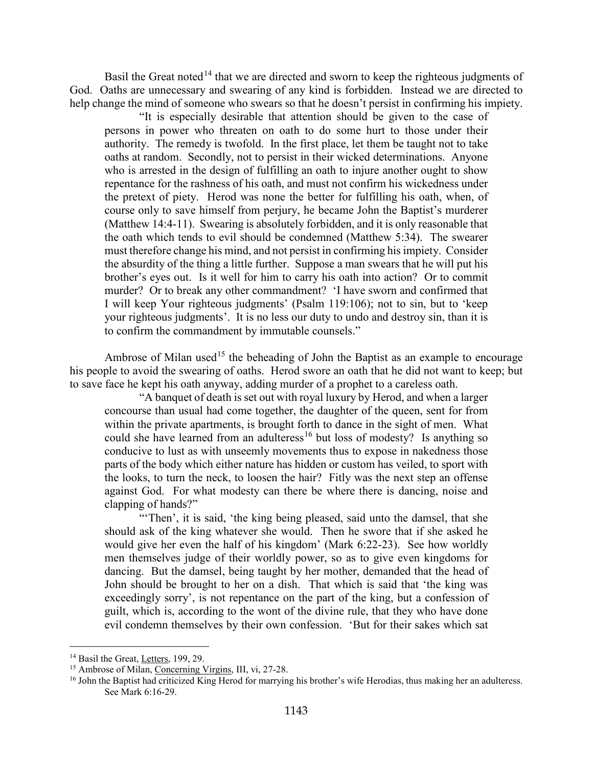Basil the Great noted[14] that we are directed and sworn to keep the righteous judgments of God. Oaths are unnecessary and swearing of any kind is forbidden. Instead we are directed to help change the mind of someone who swears so that he doesn't persist in confirming his impiety.

> "It is especially desirable that attention should be given to the case of persons in power who threaten on oath to do some hurt to those under their authority. The remedy is twofold. In the first place, let them be taught not to take oaths at random. Secondly, not to persist in their wicked determinations. Anyone who is arrested in the design of fulfilling an oath to injure another ought to show repentance for the rashness of his oath, and must not confirm his wickedness under the pretext of piety. Herod was none the better for fulfilling his oath, when, of course only to save himself from perjury, he became John the Baptist's murderer (Matthew 14:4-11). Swearing is absolutely forbidden, and it is only reasonable that the oath which tends to evil should be condemned (Matthew 5:34). The swearer must therefore change his mind, and not persist in confirming his impiety. Consider the absurdity of the thing a little further. Suppose a man swears that he will put his brother's eyes out. Is it well for him to carry his oath into action? Or to commit murder? Or to break any other commandment? 'I have sworn and confirmed that I will keep Your righteous judgments' (Psalm 119:106); not to sin, but to 'keep your righteous judgments'. It is no less our duty to undo and destroy sin, than it is to confirm the commandment by immutable counsels."

Ambrose of Milan used[15] the beheading of John the Baptist as an example to encourage his people to avoid the swearing of oaths. Herod swore an oath that he did not want to keep; but to save face he kept his oath anyway, adding murder of a prophet to a careless oath.

> "A banquet of death is set out with royal luxury by Herod, and when a larger concourse than usual had come together, the daughter of the queen, sent for from within the private apartments, is brought forth to dance in the sight of men. What could she have learned from an adulteress[16] but loss of modesty? Is anything so conducive to lust as with unseemly movements thus to expose in nakedness those parts of the body which either nature has hidden or custom has veiled, to sport with the looks, to turn the neck, to loosen the hair? Fitly was the next step an offense against God. For what modesty can there be where there is dancing, noise and clapping of hands?"
>
> "'Then', it is said, 'the king being pleased, said unto the damsel, that she should ask of the king whatever she would. Then he swore that if she asked he would give her even the half of his kingdom' (Mark 6:22-23). See how worldly men themselves judge of their worldly power, so as to give even kingdoms for dancing. But the damsel, being taught by her mother, demanded that the head of John should be brought to her on a dish. That which is said that 'the king was exceedingly sorry', is not repentance on the part of the king, but a confession of guilt, which is, according to the wont of the divine rule, that they who have done evil condemn themselves by their own confession. 'But for their sakes which sat

---

[14] Basil the Great, Letters, 199, 29.

[15] Ambrose of Milan, Concerning Virgins, III, vi, 27-28.

[16] John the Baptist had criticized King Herod for marrying his brother's wife Herodias, thus making her an adulteress. See Mark 6:16-29.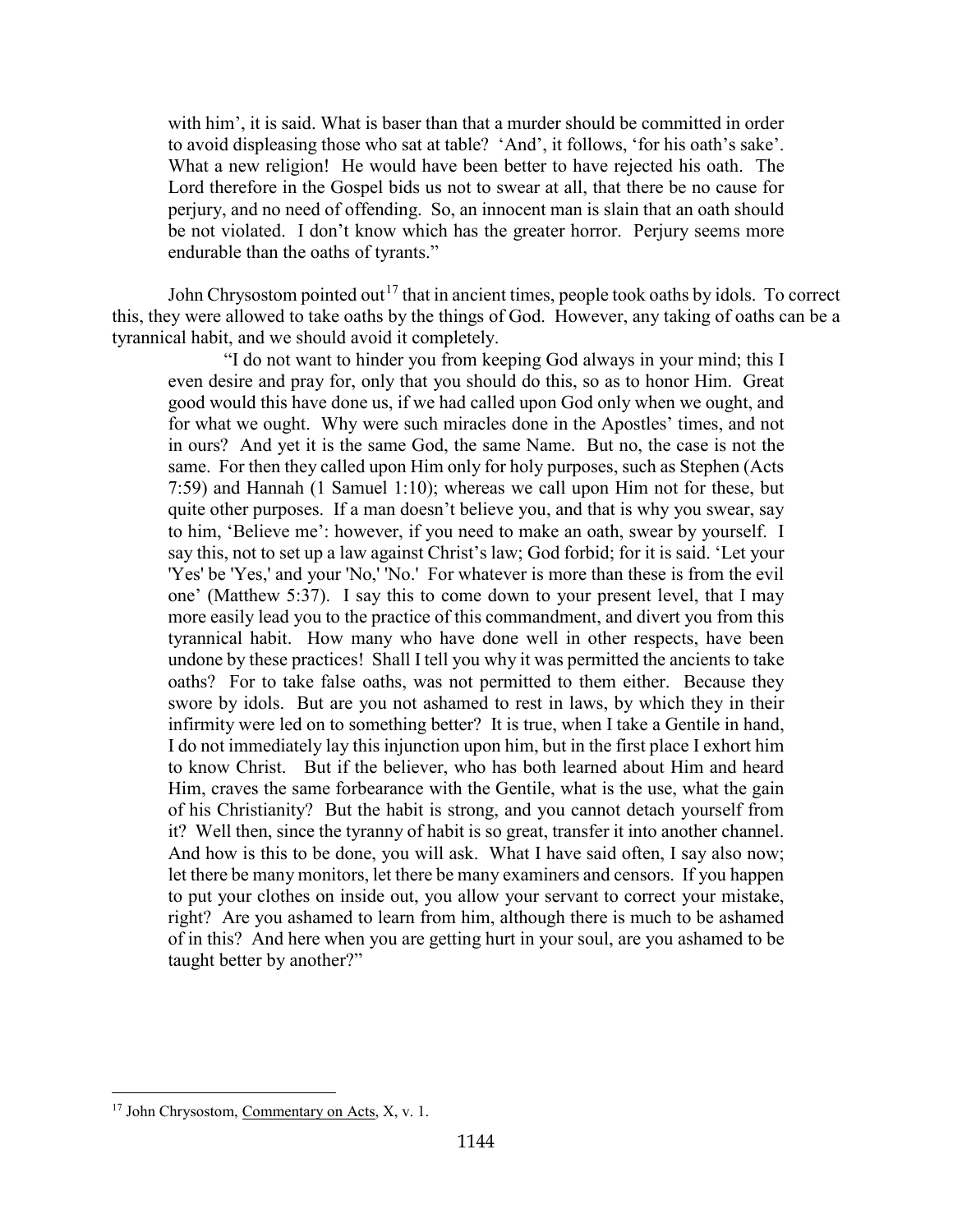with him', it is said. What is baser than that a murder should be committed in order to avoid displeasing those who sat at table? 'And', it follows, 'for his oath's sake'. What a new religion! He would have been better to have rejected his oath. The Lord therefore in the Gospel bids us not to swear at all, that there be no cause for perjury, and no need of offending. So, an innocent man is slain that an oath should be not violated. I don't know which has the greater horror. Perjury seems more endurable than the oaths of tyrants."

John Chrysostom pointed out[17] that in ancient times, people took oaths by idols. To correct this, they were allowed to take oaths by the things of God. However, any taking of oaths can be a tyrannical habit, and we should avoid it completely.

> "I do not want to hinder you from keeping God always in your mind; this I even desire and pray for, only that you should do this, so as to honor Him. Great good would this have done us, if we had called upon God only when we ought, and for what we ought. Why were such miracles done in the Apostles' times, and not in ours? And yet it is the same God, the same Name. But no, the case is not the same. For then they called upon Him only for holy purposes, such as Stephen (Acts 7:59) and Hannah (1 Samuel 1:10); whereas we call upon Him not for these, but quite other purposes. If a man doesn't believe you, and that is why you swear, say to him, 'Believe me': however, if you need to make an oath, swear by yourself. I say this, not to set up a law against Christ's law; God forbid; for it is said. 'Let your 'Yes' be 'Yes,' and your 'No,' 'No.' For whatever is more than these is from the evil one' (Matthew 5:37). I say this to come down to your present level, that I may more easily lead you to the practice of this commandment, and divert you from this tyrannical habit. How many who have done well in other respects, have been undone by these practices! Shall I tell you why it was permitted the ancients to take oaths? For to take false oaths, was not permitted to them either. Because they swore by idols. But are you not ashamed to rest in laws, by which they in their infirmity were led on to something better? It is true, when I take a Gentile in hand, I do not immediately lay this injunction upon him, but in the first place I exhort him to know Christ. But if the believer, who has both learned about Him and heard Him, craves the same forbearance with the Gentile, what is the use, what the gain of his Christianity? But the habit is strong, and you cannot detach yourself from it? Well then, since the tyranny of habit is so great, transfer it into another channel. And how is this to be done, you will ask. What I have said often, I say also now; let there be many monitors, let there be many examiners and censors. If you happen to put your clothes on inside out, you allow your servant to correct your mistake, right? Are you ashamed to learn from him, although there is much to be ashamed of in this? And here when you are getting hurt in your soul, are you ashamed to be taught better by another?"

---

[17] John Chrysostom, Commentary on Acts, X, v. 1.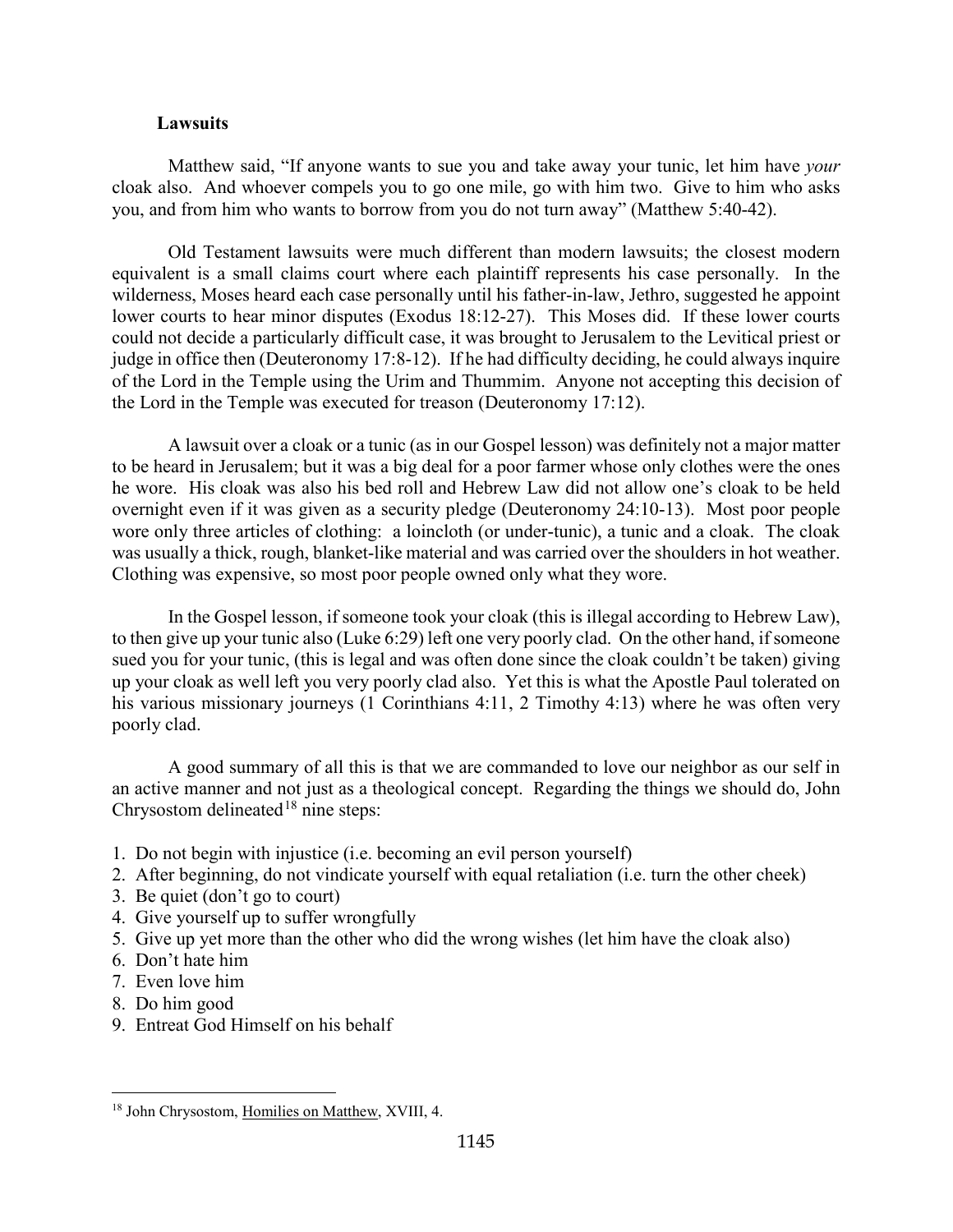### Lawsuits

Matthew said, "If anyone wants to sue you and take away your tunic, let him have *your* cloak also. And whoever compels you to go one mile, go with him two. Give to him who asks you, and from him who wants to borrow from you do not turn away" (Matthew 5:40-42).

Old Testament lawsuits were much different than modern lawsuits; the closest modern equivalent is a small claims court where each plaintiff represents his case personally. In the wilderness, Moses heard each case personally until his father-in-law, Jethro, suggested he appoint lower courts to hear minor disputes (Exodus 18:12-27). This Moses did. If these lower courts could not decide a particularly difficult case, it was brought to Jerusalem to the Levitical priest or judge in office then (Deuteronomy 17:8-12). If he had difficulty deciding, he could always inquire of the Lord in the Temple using the Urim and Thummim. Anyone not accepting this decision of the Lord in the Temple was executed for treason (Deuteronomy 17:12).

A lawsuit over a cloak or a tunic (as in our Gospel lesson) was definitely not a major matter to be heard in Jerusalem; but it was a big deal for a poor farmer whose only clothes were the ones he wore. His cloak was also his bed roll and Hebrew Law did not allow one's cloak to be held overnight even if it was given as a security pledge (Deuteronomy 24:10-13). Most poor people wore only three articles of clothing: a loincloth (or under-tunic), a tunic and a cloak. The cloak was usually a thick, rough, blanket-like material and was carried over the shoulders in hot weather. Clothing was expensive, so most poor people owned only what they wore.

In the Gospel lesson, if someone took your cloak (this is illegal according to Hebrew Law), to then give up your tunic also (Luke 6:29) left one very poorly clad. On the other hand, if someone sued you for your tunic, (this is legal and was often done since the cloak couldn't be taken) giving up your cloak as well left you very poorly clad also. Yet this is what the Apostle Paul tolerated on his various missionary journeys (1 Corinthians 4:11, 2 Timothy 4:13) where he was often very poorly clad.

A good summary of all this is that we are commanded to love our neighbor as our self in an active manner and not just as a theological concept. Regarding the things we should do, John Chrysostom delineated[18] nine steps:

1. Do not begin with injustice (i.e. becoming an evil person yourself)
2. After beginning, do not vindicate yourself with equal retaliation (i.e. turn the other cheek)
3. Be quiet (don't go to court)
4. Give yourself up to suffer wrongfully
5. Give up yet more than the other who did the wrong wishes (let him have the cloak also)
6. Don't hate him
7. Even love him
8. Do him good
9. Entreat God Himself on his behalf

[18] John Chrysostom, Homilies on Matthew, XVIII, 4.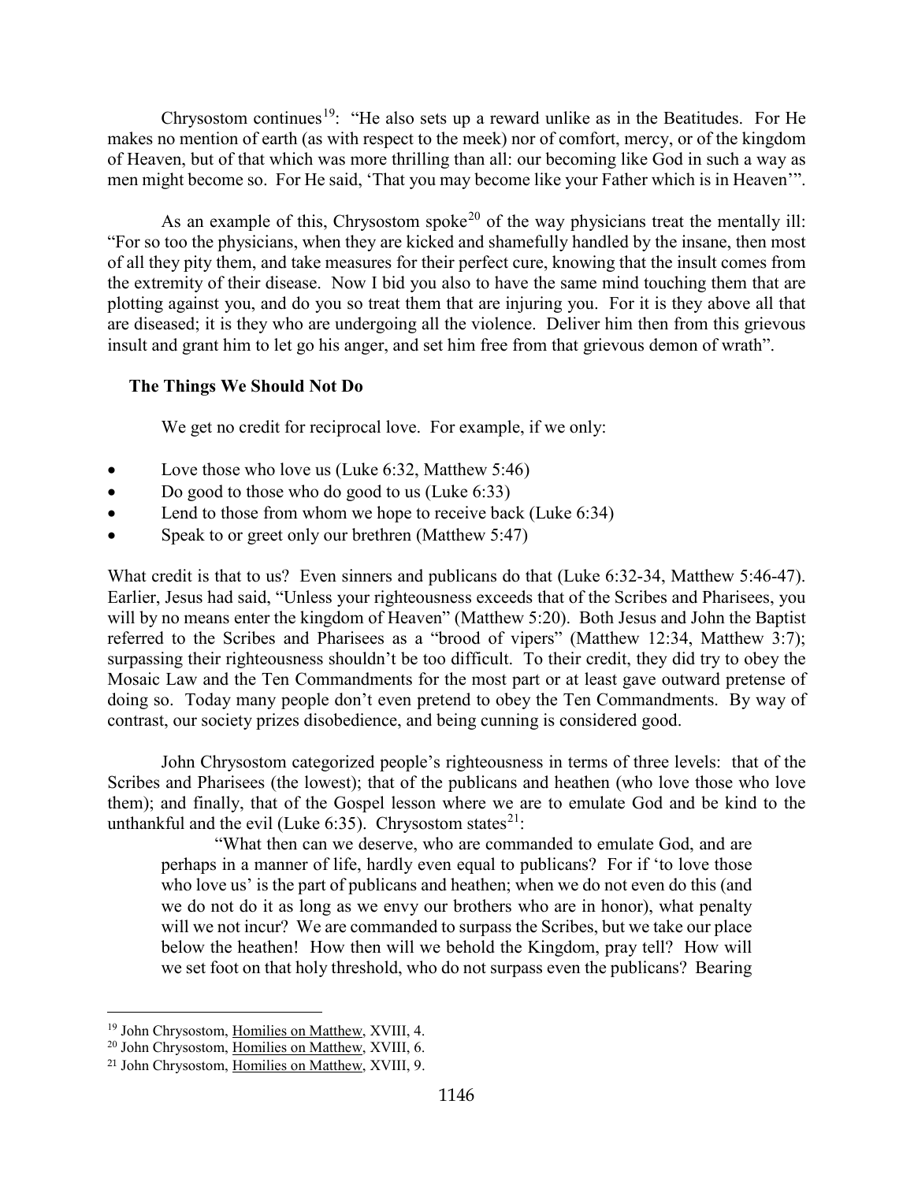Chrysostom continues[19]: "He also sets up a reward unlike as in the Beatitudes. For He makes no mention of earth (as with respect to the meek) nor of comfort, mercy, or of the kingdom of Heaven, but of that which was more thrilling than all: our becoming like God in such a way as men might become so. For He said, 'That you may become like your Father which is in Heaven'".

As an example of this, Chrysostom spoke[20] of the way physicians treat the mentally ill: "For so too the physicians, when they are kicked and shamefully handled by the insane, then most of all they pity them, and take measures for their perfect cure, knowing that the insult comes from the extremity of their disease. Now I bid you also to have the same mind touching them that are plotting against you, and do you so treat them that are injuring you. For it is they above all that are diseased; it is they who are undergoing all the violence. Deliver him then from this grievous insult and grant him to let go his anger, and set him free from that grievous demon of wrath".

### The Things We Should Not Do

We get no credit for reciprocal love. For example, if we only:

- Love those who love us (Luke 6:32, Matthew 5:46)
- Do good to those who do good to us (Luke 6:33)
- Lend to those from whom we hope to receive back (Luke 6:34)
- Speak to or greet only our brethren (Matthew 5:47)

What credit is that to us? Even sinners and publicans do that (Luke 6:32-34, Matthew 5:46-47). Earlier, Jesus had said, "Unless your righteousness exceeds that of the Scribes and Pharisees, you will by no means enter the kingdom of Heaven" (Matthew 5:20). Both Jesus and John the Baptist referred to the Scribes and Pharisees as a "brood of vipers" (Matthew 12:34, Matthew 3:7); surpassing their righteousness shouldn't be too difficult. To their credit, they did try to obey the Mosaic Law and the Ten Commandments for the most part or at least gave outward pretense of doing so. Today many people don't even pretend to obey the Ten Commandments. By way of contrast, our society prizes disobedience, and being cunning is considered good.

John Chrysostom categorized people's righteousness in terms of three levels: that of the Scribes and Pharisees (the lowest); that of the publicans and heathen (who love those who love them); and finally, that of the Gospel lesson where we are to emulate God and be kind to the unthankful and the evil (Luke 6:35). Chrysostom states[21]:

> "What then can we deserve, who are commanded to emulate God, and are perhaps in a manner of life, hardly even equal to publicans? For if 'to love those who love us' is the part of publicans and heathen; when we do not even do this (and we do not do it as long as we envy our brothers who are in honor), what penalty will we not incur? We are commanded to surpass the Scribes, but we take our place below the heathen! How then will we behold the Kingdom, pray tell? How will we set foot on that holy threshold, who do not surpass even the publicans? Bearing

---

[19] John Chrysostom, Homilies on Matthew, XVIII, 4.

[20] John Chrysostom, Homilies on Matthew, XVIII, 6.

[21] John Chrysostom, Homilies on Matthew, XVIII, 9.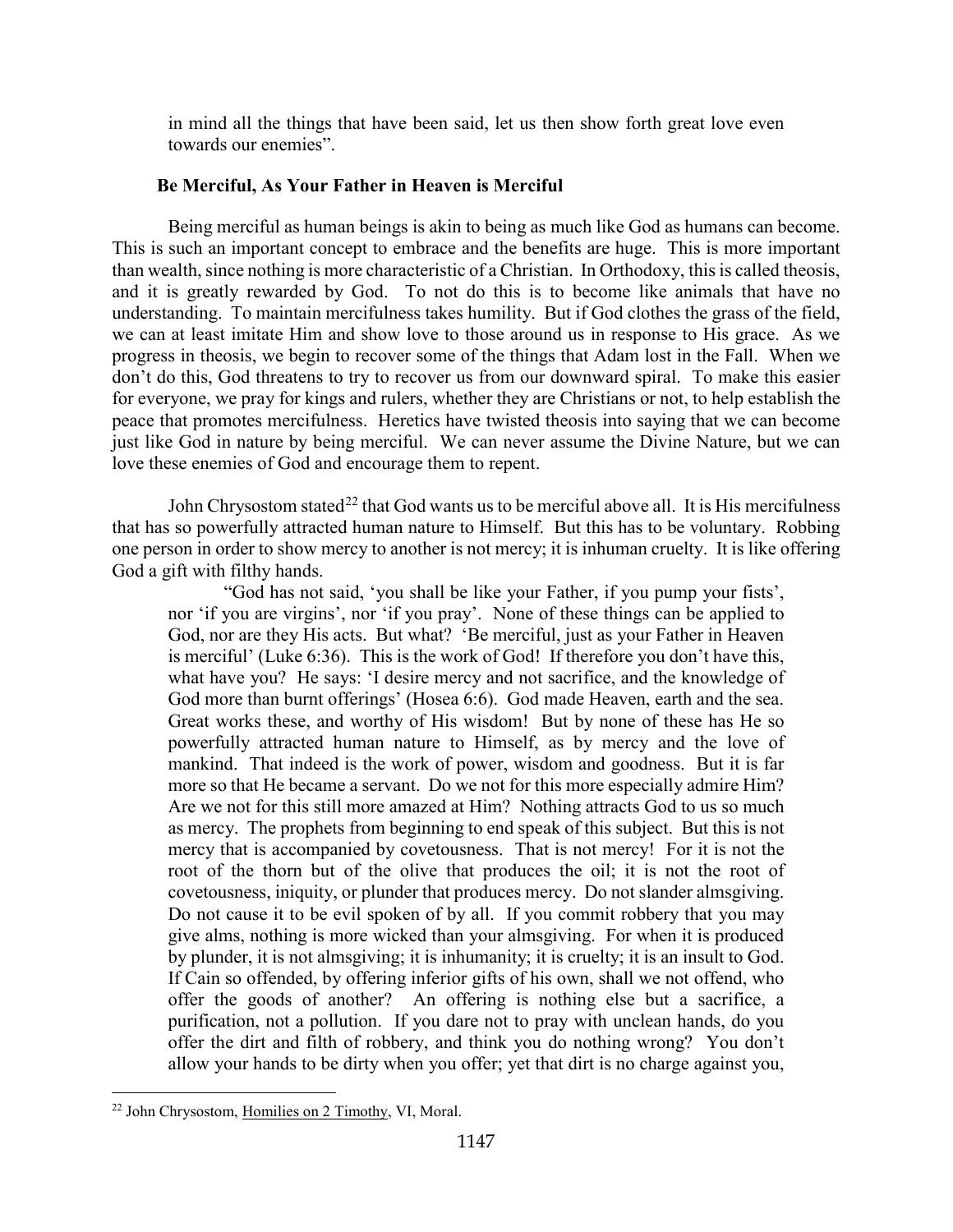in mind all the things that have been said, let us then show forth great love even towards our enemies".

### Be Merciful, As Your Father in Heaven is Merciful

Being merciful as human beings is akin to being as much like God as humans can become. This is such an important concept to embrace and the benefits are huge. This is more important than wealth, since nothing is more characteristic of a Christian. In Orthodoxy, this is called theosis, and it is greatly rewarded by God. To not do this is to become like animals that have no understanding. To maintain mercifulness takes humility. But if God clothes the grass of the field, we can at least imitate Him and show love to those around us in response to His grace. As we progress in theosis, we begin to recover some of the things that Adam lost in the Fall. When we don't do this, God threatens to try to recover us from our downward spiral. To make this easier for everyone, we pray for kings and rulers, whether they are Christians or not, to help establish the peace that promotes mercifulness. Heretics have twisted theosis into saying that we can become just like God in nature by being merciful. We can never assume the Divine Nature, but we can love these enemies of God and encourage them to repent.

John Chrysostom stated[22] that God wants us to be merciful above all. It is His mercifulness that has so powerfully attracted human nature to Himself. But this has to be voluntary. Robbing one person in order to show mercy to another is not mercy; it is inhuman cruelty. It is like offering God a gift with filthy hands.

> "God has not said, 'you shall be like your Father, if you pump your fists', nor 'if you are virgins', nor 'if you pray'. None of these things can be applied to God, nor are they His acts. But what? 'Be merciful, just as your Father in Heaven is merciful' (Luke 6:36). This is the work of God! If therefore you don't have this, what have you? He says: 'I desire mercy and not sacrifice, and the knowledge of God more than burnt offerings' (Hosea 6:6). God made Heaven, earth and the sea. Great works these, and worthy of His wisdom! But by none of these has He so powerfully attracted human nature to Himself, as by mercy and the love of mankind. That indeed is the work of power, wisdom and goodness. But it is far more so that He became a servant. Do we not for this more especially admire Him? Are we not for this still more amazed at Him? Nothing attracts God to us so much as mercy. The prophets from beginning to end speak of this subject. But this is not mercy that is accompanied by covetousness. That is not mercy! For it is not the root of the thorn but of the olive that produces the oil; it is not the root of covetousness, iniquity, or plunder that produces mercy. Do not slander almsgiving. Do not cause it to be evil spoken of by all. If you commit robbery that you may give alms, nothing is more wicked than your almsgiving. For when it is produced by plunder, it is not almsgiving; it is inhumanity; it is cruelty; it is an insult to God. If Cain so offended, by offering inferior gifts of his own, shall we not offend, who offer the goods of another? An offering is nothing else but a sacrifice, a purification, not a pollution. If you dare not to pray with unclean hands, do you offer the dirt and filth of robbery, and think you do nothing wrong? You don't allow your hands to be dirty when you offer; yet that dirt is no charge against you,

[22] John Chrysostom, Homilies on 2 Timothy, VI, Moral.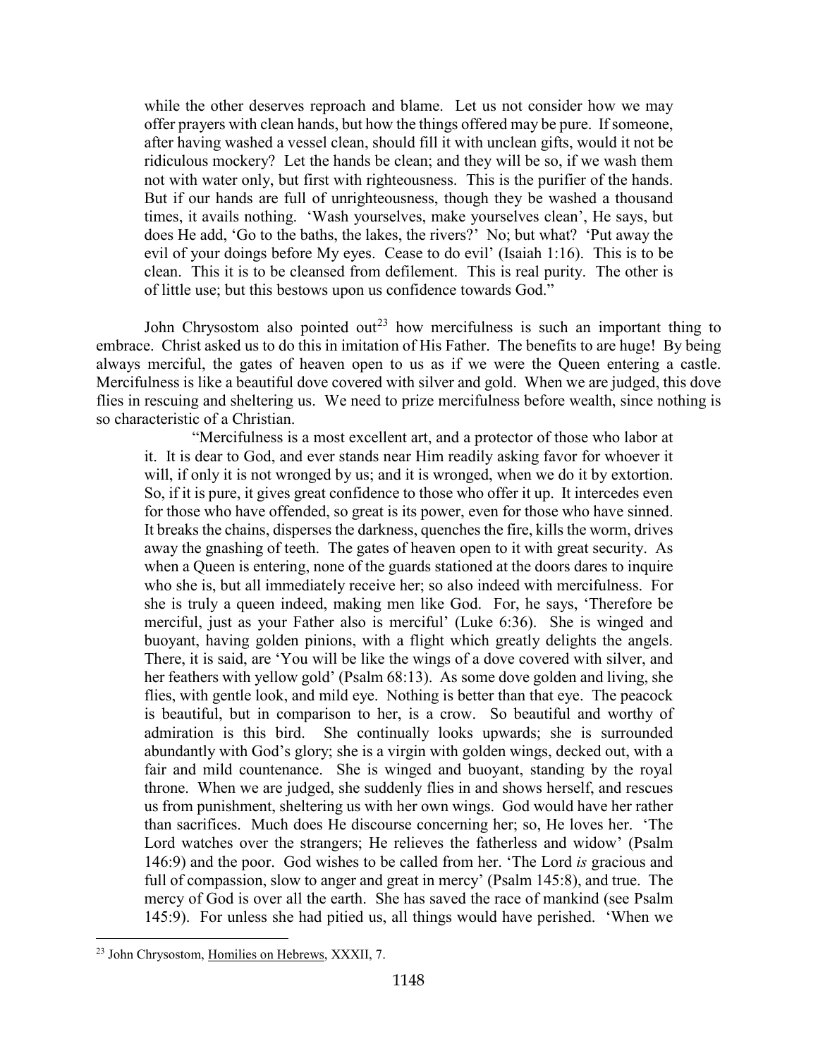> while the other deserves reproach and blame. Let us not consider how we may offer prayers with clean hands, but how the things offered may be pure. If someone, after having washed a vessel clean, should fill it with unclean gifts, would it not be ridiculous mockery? Let the hands be clean; and they will be so, if we wash them not with water only, but first with righteousness. This is the purifier of the hands. But if our hands are full of unrighteousness, though they be washed a thousand times, it avails nothing. 'Wash yourselves, make yourselves clean', He says, but does He add, 'Go to the baths, the lakes, the rivers?' No; but what? 'Put away the evil of your doings before My eyes. Cease to do evil' (Isaiah 1:16). This is to be clean. This it is to be cleansed from defilement. This is real purity. The other is of little use; but this bestows upon us confidence towards God."

John Chrysostom also pointed out[23] how mercifulness is such an important thing to embrace. Christ asked us to do this in imitation of His Father. The benefits to are huge! By being always merciful, the gates of heaven open to us as if we were the Queen entering a castle. Mercifulness is like a beautiful dove covered with silver and gold. When we are judged, this dove flies in rescuing and sheltering us. We need to prize mercifulness before wealth, since nothing is so characteristic of a Christian.

> "Mercifulness is a most excellent art, and a protector of those who labor at it. It is dear to God, and ever stands near Him readily asking favor for whoever it will, if only it is not wronged by us; and it is wronged, when we do it by extortion. So, if it is pure, it gives great confidence to those who offer it up. It intercedes even for those who have offended, so great is its power, even for those who have sinned. It breaks the chains, disperses the darkness, quenches the fire, kills the worm, drives away the gnashing of teeth. The gates of heaven open to it with great security. As when a Queen is entering, none of the guards stationed at the doors dares to inquire who she is, but all immediately receive her; so also indeed with mercifulness. For she is truly a queen indeed, making men like God. For, he says, 'Therefore be merciful, just as your Father also is merciful' (Luke 6:36). She is winged and buoyant, having golden pinions, with a flight which greatly delights the angels. There, it is said, are 'You will be like the wings of a dove covered with silver, and her feathers with yellow gold' (Psalm 68:13). As some dove golden and living, she flies, with gentle look, and mild eye. Nothing is better than that eye. The peacock is beautiful, but in comparison to her, is a crow. So beautiful and worthy of admiration is this bird. She continually looks upwards; she is surrounded abundantly with God's glory; she is a virgin with golden wings, decked out, with a fair and mild countenance. She is winged and buoyant, standing by the royal throne. When we are judged, she suddenly flies in and shows herself, and rescues us from punishment, sheltering us with her own wings. God would have her rather than sacrifices. Much does He discourse concerning her; so, He loves her. 'The Lord watches over the strangers; He relieves the fatherless and widow' (Psalm 146:9) and the poor. God wishes to be called from her. 'The Lord *is* gracious and full of compassion, slow to anger and great in mercy' (Psalm 145:8), and true. The mercy of God is over all the earth. She has saved the race of mankind (see Psalm 145:9). For unless she had pitied us, all things would have perished. 'When we

[23] John Chrysostom, Homilies on Hebrews, XXXII, 7.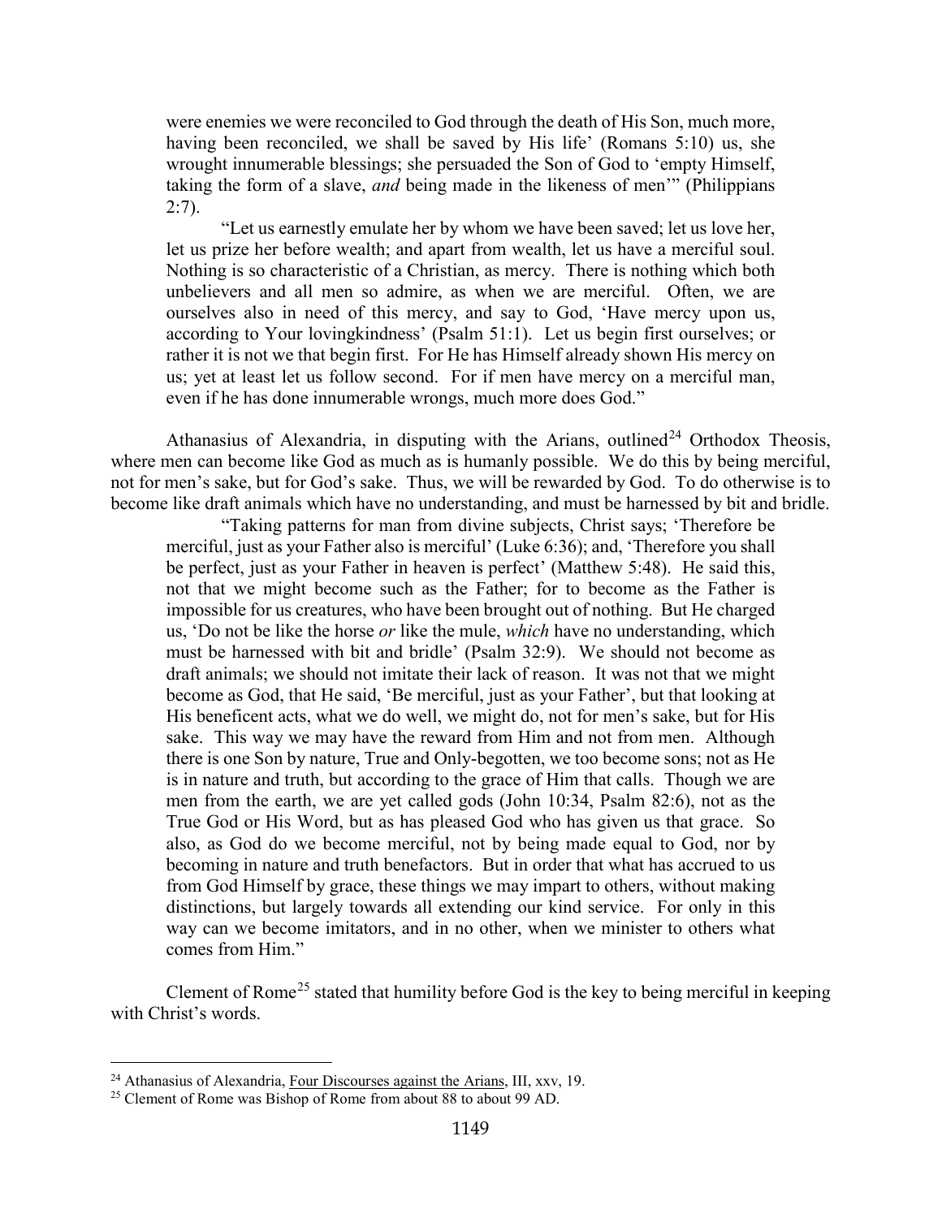> were enemies we were reconciled to God through the death of His Son, much more, having been reconciled, we shall be saved by His life' (Romans 5:10) us, she wrought innumerable blessings; she persuaded the Son of God to 'empty Himself, taking the form of a slave, *and* being made in the likeness of men'" (Philippians 2:7).
>
> "Let us earnestly emulate her by whom we have been saved; let us love her, let us prize her before wealth; and apart from wealth, let us have a merciful soul. Nothing is so characteristic of a Christian, as mercy. There is nothing which both unbelievers and all men so admire, as when we are merciful. Often, we are ourselves also in need of this mercy, and say to God, 'Have mercy upon us, according to Your lovingkindness' (Psalm 51:1). Let us begin first ourselves; or rather it is not we that begin first. For He has Himself already shown His mercy on us; yet at least let us follow second. For if men have mercy on a merciful man, even if he has done innumerable wrongs, much more does God."

Athanasius of Alexandria, in disputing with the Arians, outlined[24] Orthodox Theosis, where men can become like God as much as is humanly possible. We do this by being merciful, not for men's sake, but for God's sake. Thus, we will be rewarded by God. To do otherwise is to become like draft animals which have no understanding, and must be harnessed by bit and bridle.

> "Taking patterns for man from divine subjects, Christ says; 'Therefore be merciful, just as your Father also is merciful' (Luke 6:36); and, 'Therefore you shall be perfect, just as your Father in heaven is perfect' (Matthew 5:48). He said this, not that we might become such as the Father; for to become as the Father is impossible for us creatures, who have been brought out of nothing. But He charged us, 'Do not be like the horse *or* like the mule, *which* have no understanding, which must be harnessed with bit and bridle' (Psalm 32:9). We should not become as draft animals; we should not imitate their lack of reason. It was not that we might become as God, that He said, 'Be merciful, just as your Father', but that looking at His beneficent acts, what we do well, we might do, not for men's sake, but for His sake. This way we may have the reward from Him and not from men. Although there is one Son by nature, True and Only-begotten, we too become sons; not as He is in nature and truth, but according to the grace of Him that calls. Though we are men from the earth, we are yet called gods (John 10:34, Psalm 82:6), not as the True God or His Word, but as has pleased God who has given us that grace. So also, as God do we become merciful, not by being made equal to God, nor by becoming in nature and truth benefactors. But in order that what has accrued to us from God Himself by grace, these things we may impart to others, without making distinctions, but largely towards all extending our kind service. For only in this way can we become imitators, and in no other, when we minister to others what comes from Him."

Clement of Rome[25] stated that humility before God is the key to being merciful in keeping with Christ's words.

---

[24] Athanasius of Alexandria, Four Discourses against the Arians, III, xxv, 19.

[25] Clement of Rome was Bishop of Rome from about 88 to about 99 AD.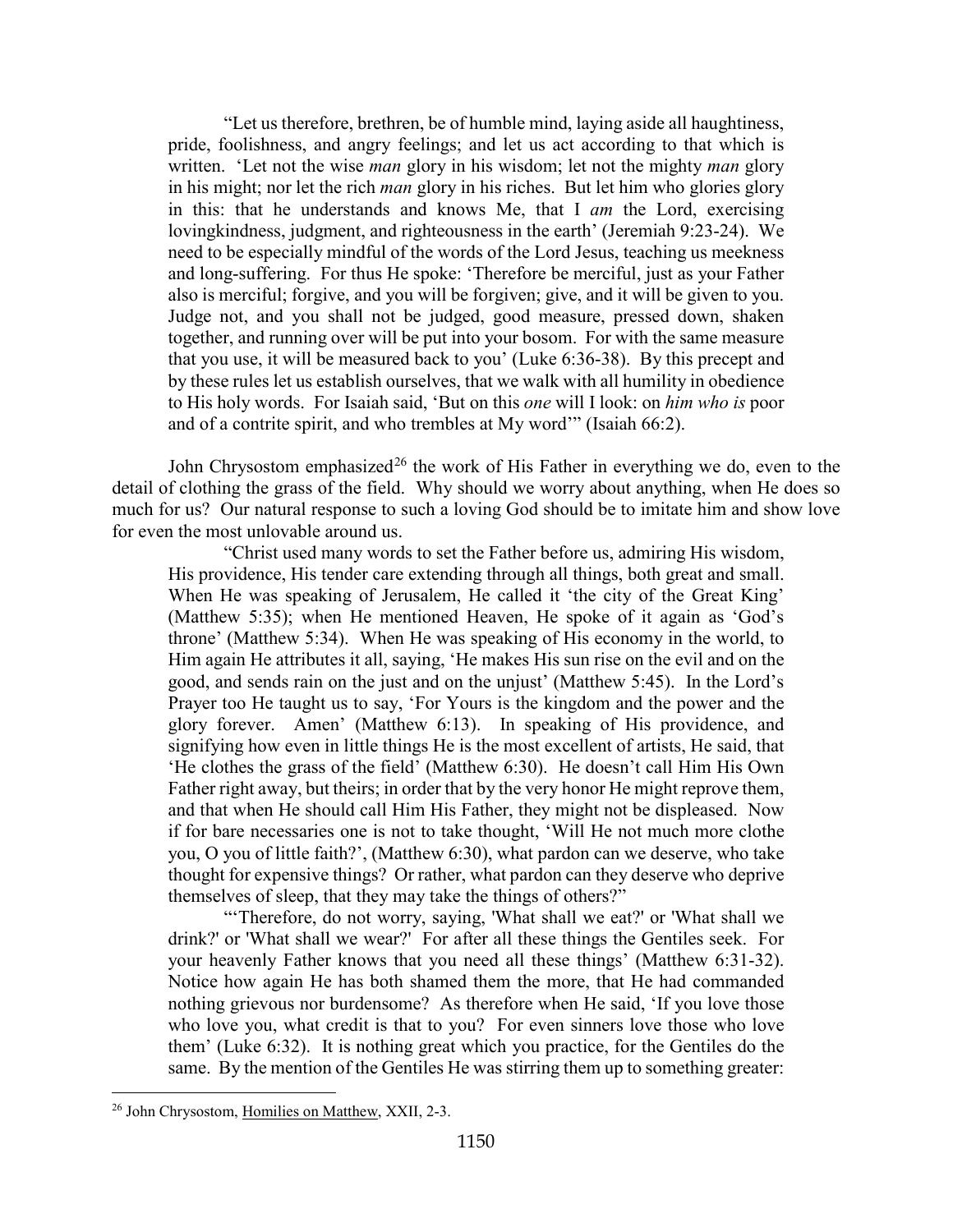"Let us therefore, brethren, be of humble mind, laying aside all haughtiness, pride, foolishness, and angry feelings; and let us act according to that which is written. 'Let not the wise *man* glory in his wisdom; let not the mighty *man* glory in his might; nor let the rich *man* glory in his riches. But let him who glories glory in this: that he understands and knows Me, that I *am* the Lord, exercising lovingkindness, judgment, and righteousness in the earth' (Jeremiah 9:23-24). We need to be especially mindful of the words of the Lord Jesus, teaching us meekness and long-suffering. For thus He spoke: 'Therefore be merciful, just as your Father also is merciful; forgive, and you will be forgiven; give, and it will be given to you. Judge not, and you shall not be judged, good measure, pressed down, shaken together, and running over will be put into your bosom. For with the same measure that you use, it will be measured back to you' (Luke 6:36-38). By this precept and by these rules let us establish ourselves, that we walk with all humility in obedience to His holy words. For Isaiah said, 'But on this *one* will I look: on *him who is* poor and of a contrite spirit, and who trembles at My word'" (Isaiah 66:2).

John Chrysostom emphasized[26] the work of His Father in everything we do, even to the detail of clothing the grass of the field. Why should we worry about anything, when He does so much for us? Our natural response to such a loving God should be to imitate him and show love for even the most unlovable around us.

"Christ used many words to set the Father before us, admiring His wisdom, His providence, His tender care extending through all things, both great and small. When He was speaking of Jerusalem, He called it 'the city of the Great King' (Matthew 5:35); when He mentioned Heaven, He spoke of it again as 'God's throne' (Matthew 5:34). When He was speaking of His economy in the world, to Him again He attributes it all, saying, 'He makes His sun rise on the evil and on the good, and sends rain on the just and on the unjust' (Matthew 5:45). In the Lord's Prayer too He taught us to say, 'For Yours is the kingdom and the power and the glory forever. Amen' (Matthew 6:13). In speaking of His providence, and signifying how even in little things He is the most excellent of artists, He said, that 'He clothes the grass of the field' (Matthew 6:30). He doesn't call Him His Own Father right away, but theirs; in order that by the very honor He might reprove them, and that when He should call Him His Father, they might not be displeased. Now if for bare necessaries one is not to take thought, 'Will He not much more clothe you, O you of little faith?', (Matthew 6:30), what pardon can we deserve, who take thought for expensive things? Or rather, what pardon can they deserve who deprive themselves of sleep, that they may take the things of others?"

"'Therefore, do not worry, saying, 'What shall we eat?' or 'What shall we drink?' or 'What shall we wear?' For after all these things the Gentiles seek. For your heavenly Father knows that you need all these things' (Matthew 6:31-32). Notice how again He has both shamed them the more, that He had commanded nothing grievous nor burdensome? As therefore when He said, 'If you love those who love you, what credit is that to you? For even sinners love those who love them' (Luke 6:32). It is nothing great which you practice, for the Gentiles do the same. By the mention of the Gentiles He was stirring them up to something greater:

[26] John Chrysostom, Homilies on Matthew, XXII, 2-3.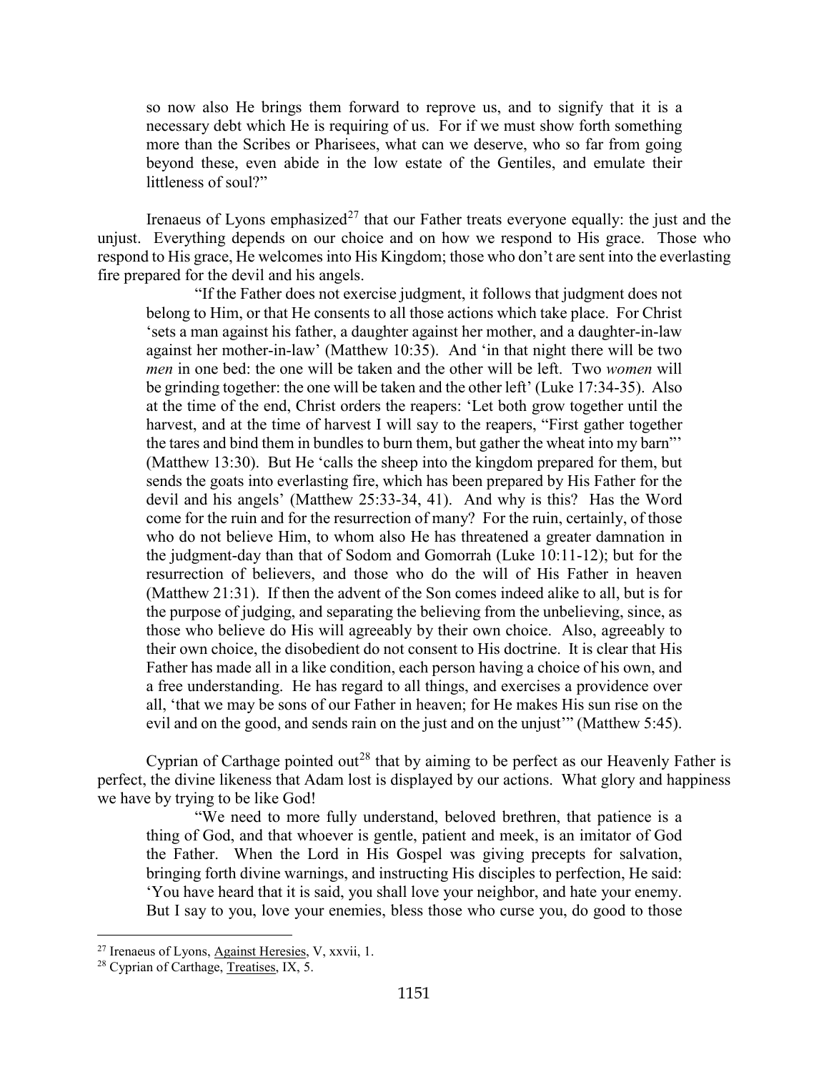> so now also He brings them forward to reprove us, and to signify that it is a necessary debt which He is requiring of us. For if we must show forth something more than the Scribes or Pharisees, what can we deserve, who so far from going beyond these, even abide in the low estate of the Gentiles, and emulate their littleness of soul?"

Irenaeus of Lyons emphasized[27] that our Father treats everyone equally: the just and the unjust. Everything depends on our choice and on how we respond to His grace. Those who respond to His grace, He welcomes into His Kingdom; those who don't are sent into the everlasting fire prepared for the devil and his angels.

> "If the Father does not exercise judgment, it follows that judgment does not belong to Him, or that He consents to all those actions which take place. For Christ 'sets a man against his father, a daughter against her mother, and a daughter-in-law against her mother-in-law' (Matthew 10:35). And 'in that night there will be two *men* in one bed: the one will be taken and the other will be left. Two *women* will be grinding together: the one will be taken and the other left' (Luke 17:34-35). Also at the time of the end, Christ orders the reapers: 'Let both grow together until the harvest, and at the time of harvest I will say to the reapers, "First gather together the tares and bind them in bundles to burn them, but gather the wheat into my barn"' (Matthew 13:30). But He 'calls the sheep into the kingdom prepared for them, but sends the goats into everlasting fire, which has been prepared by His Father for the devil and his angels' (Matthew 25:33-34, 41). And why is this? Has the Word come for the ruin and for the resurrection of many? For the ruin, certainly, of those who do not believe Him, to whom also He has threatened a greater damnation in the judgment-day than that of Sodom and Gomorrah (Luke 10:11-12); but for the resurrection of believers, and those who do the will of His Father in heaven (Matthew 21:31). If then the advent of the Son comes indeed alike to all, but is for the purpose of judging, and separating the believing from the unbelieving, since, as those who believe do His will agreeably by their own choice. Also, agreeably to their own choice, the disobedient do not consent to His doctrine. It is clear that His Father has made all in a like condition, each person having a choice of his own, and a free understanding. He has regard to all things, and exercises a providence over all, 'that we may be sons of our Father in heaven; for He makes His sun rise on the evil and on the good, and sends rain on the just and on the unjust'" (Matthew 5:45).

Cyprian of Carthage pointed out[28] that by aiming to be perfect as our Heavenly Father is perfect, the divine likeness that Adam lost is displayed by our actions. What glory and happiness we have by trying to be like God!

> "We need to more fully understand, beloved brethren, that patience is a thing of God, and that whoever is gentle, patient and meek, is an imitator of God the Father. When the Lord in His Gospel was giving precepts for salvation, bringing forth divine warnings, and instructing His disciples to perfection, He said: 'You have heard that it is said, you shall love your neighbor, and hate your enemy. But I say to you, love your enemies, bless those who curse you, do good to those

---

[27] Irenaeus of Lyons, Against Heresies, V, xxvii, 1.

[28] Cyprian of Carthage, Treatises, IX, 5.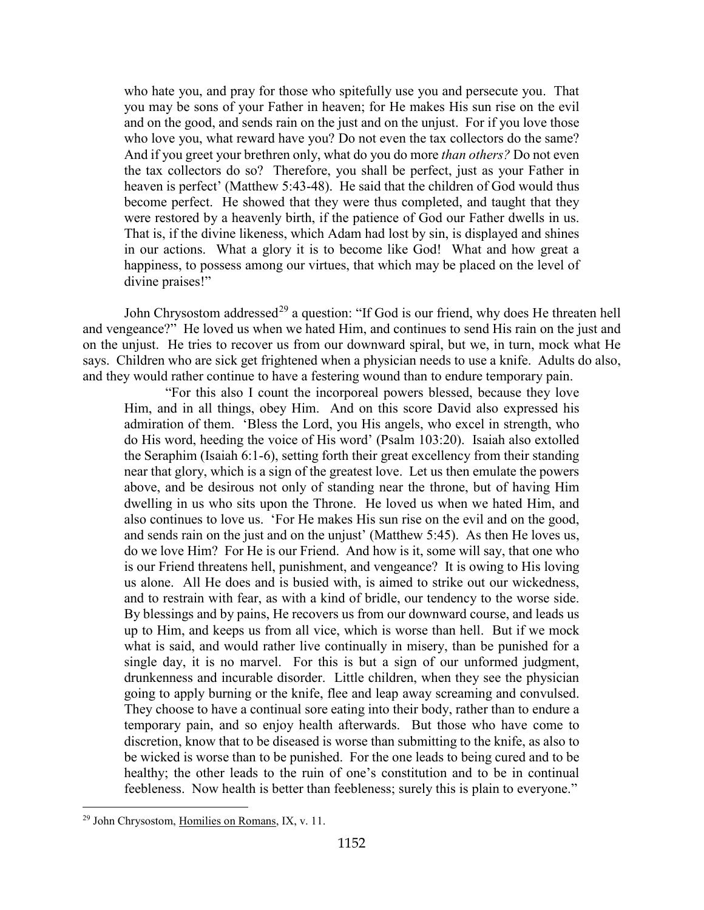> who hate you, and pray for those who spitefully use you and persecute you. That you may be sons of your Father in heaven; for He makes His sun rise on the evil and on the good, and sends rain on the just and on the unjust. For if you love those who love you, what reward have you? Do not even the tax collectors do the same? And if you greet your brethren only, what do you do more *than others?* Do not even the tax collectors do so? Therefore, you shall be perfect, just as your Father in heaven is perfect' (Matthew 5:43-48). He said that the children of God would thus become perfect. He showed that they were thus completed, and taught that they were restored by a heavenly birth, if the patience of God our Father dwells in us. That is, if the divine likeness, which Adam had lost by sin, is displayed and shines in our actions. What a glory it is to become like God! What and how great a happiness, to possess among our virtues, that which may be placed on the level of divine praises!"

John Chrysostom addressed[29] a question: "If God is our friend, why does He threaten hell and vengeance?" He loved us when we hated Him, and continues to send His rain on the just and on the unjust. He tries to recover us from our downward spiral, but we, in turn, mock what He says. Children who are sick get frightened when a physician needs to use a knife. Adults do also, and they would rather continue to have a festering wound than to endure temporary pain.

> "For this also I count the incorporeal powers blessed, because they love Him, and in all things, obey Him. And on this score David also expressed his admiration of them. 'Bless the Lord, you His angels, who excel in strength, who do His word, heeding the voice of His word' (Psalm 103:20). Isaiah also extolled the Seraphim (Isaiah 6:1-6), setting forth their great excellency from their standing near that glory, which is a sign of the greatest love. Let us then emulate the powers above, and be desirous not only of standing near the throne, but of having Him dwelling in us who sits upon the Throne. He loved us when we hated Him, and also continues to love us. 'For He makes His sun rise on the evil and on the good, and sends rain on the just and on the unjust' (Matthew 5:45). As then He loves us, do we love Him? For He is our Friend. And how is it, some will say, that one who is our Friend threatens hell, punishment, and vengeance? It is owing to His loving us alone. All He does and is busied with, is aimed to strike out our wickedness, and to restrain with fear, as with a kind of bridle, our tendency to the worse side. By blessings and by pains, He recovers us from our downward course, and leads us up to Him, and keeps us from all vice, which is worse than hell. But if we mock what is said, and would rather live continually in misery, than be punished for a single day, it is no marvel. For this is but a sign of our unformed judgment, drunkenness and incurable disorder. Little children, when they see the physician going to apply burning or the knife, flee and leap away screaming and convulsed. They choose to have a continual sore eating into their body, rather than to endure a temporary pain, and so enjoy health afterwards. But those who have come to discretion, know that to be diseased is worse than submitting to the knife, as also to be wicked is worse than to be punished. For the one leads to being cured and to be healthy; the other leads to the ruin of one's constitution and to be in continual feebleness. Now health is better than feebleness; surely this is plain to everyone."

---

[29] John Chrysostom, Homilies on Romans, IX, v. 11.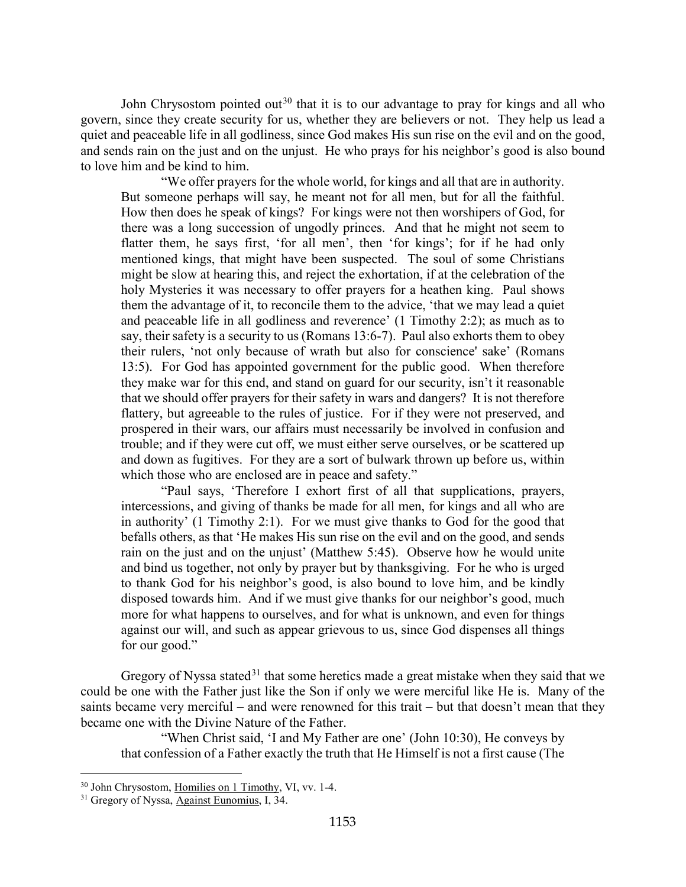John Chrysostom pointed out[30] that it is to our advantage to pray for kings and all who govern, since they create security for us, whether they are believers or not. They help us lead a quiet and peaceable life in all godliness, since God makes His sun rise on the evil and on the good, and sends rain on the just and on the unjust. He who prays for his neighbor's good is also bound to love him and be kind to him.

> "We offer prayers for the whole world, for kings and all that are in authority. But someone perhaps will say, he meant not for all men, but for all the faithful. How then does he speak of kings? For kings were not then worshipers of God, for there was a long succession of ungodly princes. And that he might not seem to flatter them, he says first, 'for all men', then 'for kings'; for if he had only mentioned kings, that might have been suspected. The soul of some Christians might be slow at hearing this, and reject the exhortation, if at the celebration of the holy Mysteries it was necessary to offer prayers for a heathen king. Paul shows them the advantage of it, to reconcile them to the advice, 'that we may lead a quiet and peaceable life in all godliness and reverence' (1 Timothy 2:2); as much as to say, their safety is a security to us (Romans 13:6-7). Paul also exhorts them to obey their rulers, 'not only because of wrath but also for conscience' sake' (Romans 13:5). For God has appointed government for the public good. When therefore they make war for this end, and stand on guard for our security, isn't it reasonable that we should offer prayers for their safety in wars and dangers? It is not therefore flattery, but agreeable to the rules of justice. For if they were not preserved, and prospered in their wars, our affairs must necessarily be involved in confusion and trouble; and if they were cut off, we must either serve ourselves, or be scattered up and down as fugitives. For they are a sort of bulwark thrown up before us, within which those who are enclosed are in peace and safety."
>
> "Paul says, 'Therefore I exhort first of all that supplications, prayers, intercessions, and giving of thanks be made for all men, for kings and all who are in authority' (1 Timothy 2:1). For we must give thanks to God for the good that befalls others, as that 'He makes His sun rise on the evil and on the good, and sends rain on the just and on the unjust' (Matthew 5:45). Observe how he would unite and bind us together, not only by prayer but by thanksgiving. For he who is urged to thank God for his neighbor's good, is also bound to love him, and be kindly disposed towards him. And if we must give thanks for our neighbor's good, much more for what happens to ourselves, and for what is unknown, and even for things against our will, and such as appear grievous to us, since God dispenses all things for our good."

Gregory of Nyssa stated[31] that some heretics made a great mistake when they said that we could be one with the Father just like the Son if only we were merciful like He is. Many of the saints became very merciful – and were renowned for this trait – but that doesn't mean that they became one with the Divine Nature of the Father.

> "When Christ said, 'I and My Father are one' (John 10:30), He conveys by that confession of a Father exactly the truth that He Himself is not a first cause (The

[30] John Chrysostom, Homilies on 1 Timothy, VI, vv. 1-4.

[31] Gregory of Nyssa, Against Eunomius, I, 34.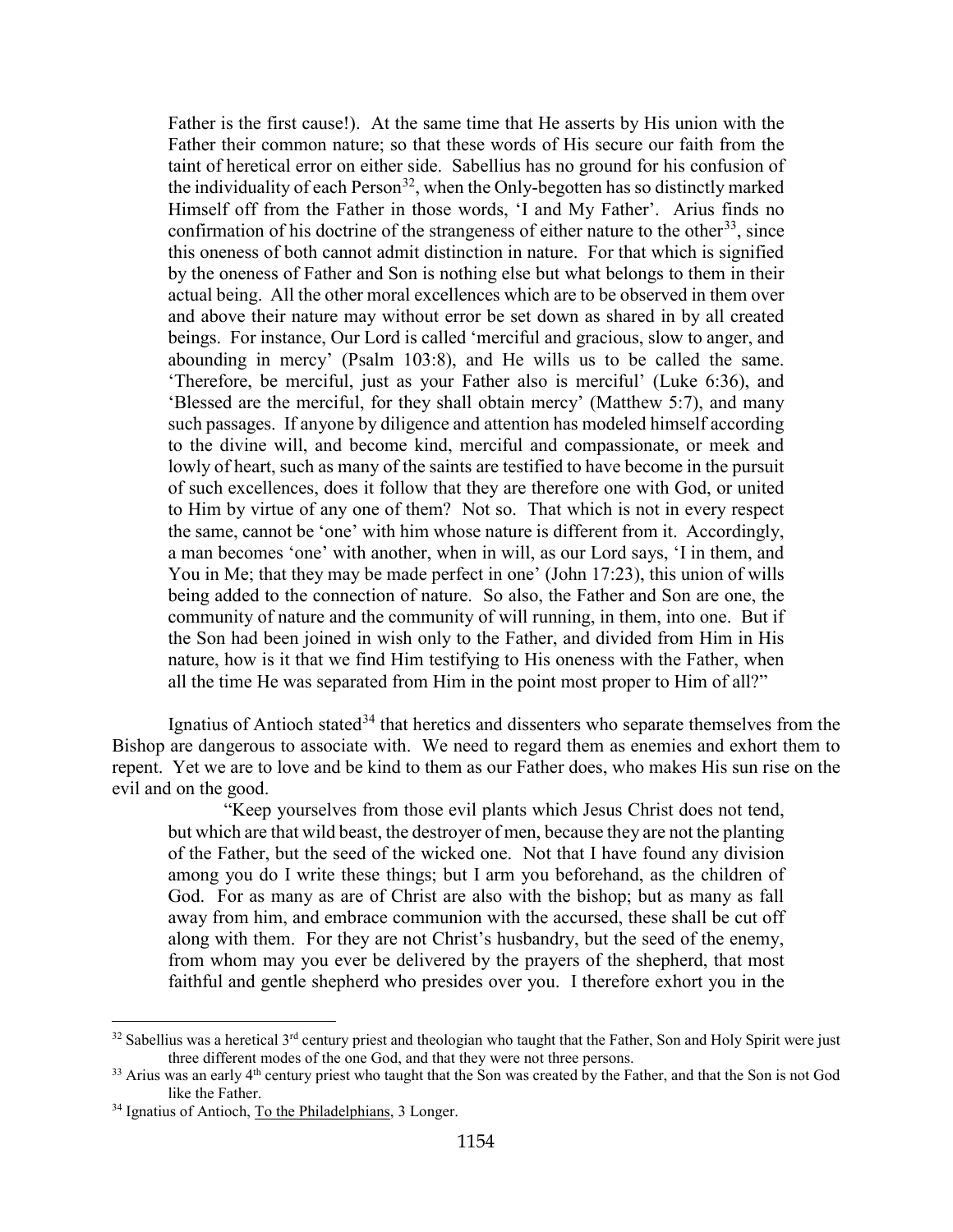> Father is the first cause!). At the same time that He asserts by His union with the Father their common nature; so that these words of His secure our faith from the taint of heretical error on either side. Sabellius has no ground for his confusion of the individuality of each Person[32], when the Only-begotten has so distinctly marked Himself off from the Father in those words, 'I and My Father'. Arius finds no confirmation of his doctrine of the strangeness of either nature to the other[33], since this oneness of both cannot admit distinction in nature. For that which is signified by the oneness of Father and Son is nothing else but what belongs to them in their actual being. All the other moral excellences which are to be observed in them over and above their nature may without error be set down as shared in by all created beings. For instance, Our Lord is called 'merciful and gracious, slow to anger, and abounding in mercy' (Psalm 103:8), and He wills us to be called the same. 'Therefore, be merciful, just as your Father also is merciful' (Luke 6:36), and 'Blessed are the merciful, for they shall obtain mercy' (Matthew 5:7), and many such passages. If anyone by diligence and attention has modeled himself according to the divine will, and become kind, merciful and compassionate, or meek and lowly of heart, such as many of the saints are testified to have become in the pursuit of such excellences, does it follow that they are therefore one with God, or united to Him by virtue of any one of them? Not so. That which is not in every respect the same, cannot be 'one' with him whose nature is different from it. Accordingly, a man becomes 'one' with another, when in will, as our Lord says, 'I in them, and You in Me; that they may be made perfect in one' (John 17:23), this union of wills being added to the connection of nature. So also, the Father and Son are one, the community of nature and the community of will running, in them, into one. But if the Son had been joined in wish only to the Father, and divided from Him in His nature, how is it that we find Him testifying to His oneness with the Father, when all the time He was separated from Him in the point most proper to Him of all?"

Ignatius of Antioch stated[34] that heretics and dissenters who separate themselves from the Bishop are dangerous to associate with. We need to regard them as enemies and exhort them to repent. Yet we are to love and be kind to them as our Father does, who makes His sun rise on the evil and on the good.

> "Keep yourselves from those evil plants which Jesus Christ does not tend, but which are that wild beast, the destroyer of men, because they are not the planting of the Father, but the seed of the wicked one. Not that I have found any division among you do I write these things; but I arm you beforehand, as the children of God. For as many as are of Christ are also with the bishop; but as many as fall away from him, and embrace communion with the accursed, these shall be cut off along with them. For they are not Christ's husbandry, but the seed of the enemy, from whom may you ever be delivered by the prayers of the shepherd, that most faithful and gentle shepherd who presides over you. I therefore exhort you in the

---

[32] Sabellius was a heretical 3rd century priest and theologian who taught that the Father, Son and Holy Spirit were just three different modes of the one God, and that they were not three persons.

[33] Arius was an early 4th century priest who taught that the Son was created by the Father, and that the Son is not God like the Father.

[34] Ignatius of Antioch, To the Philadelphians, 3 Longer.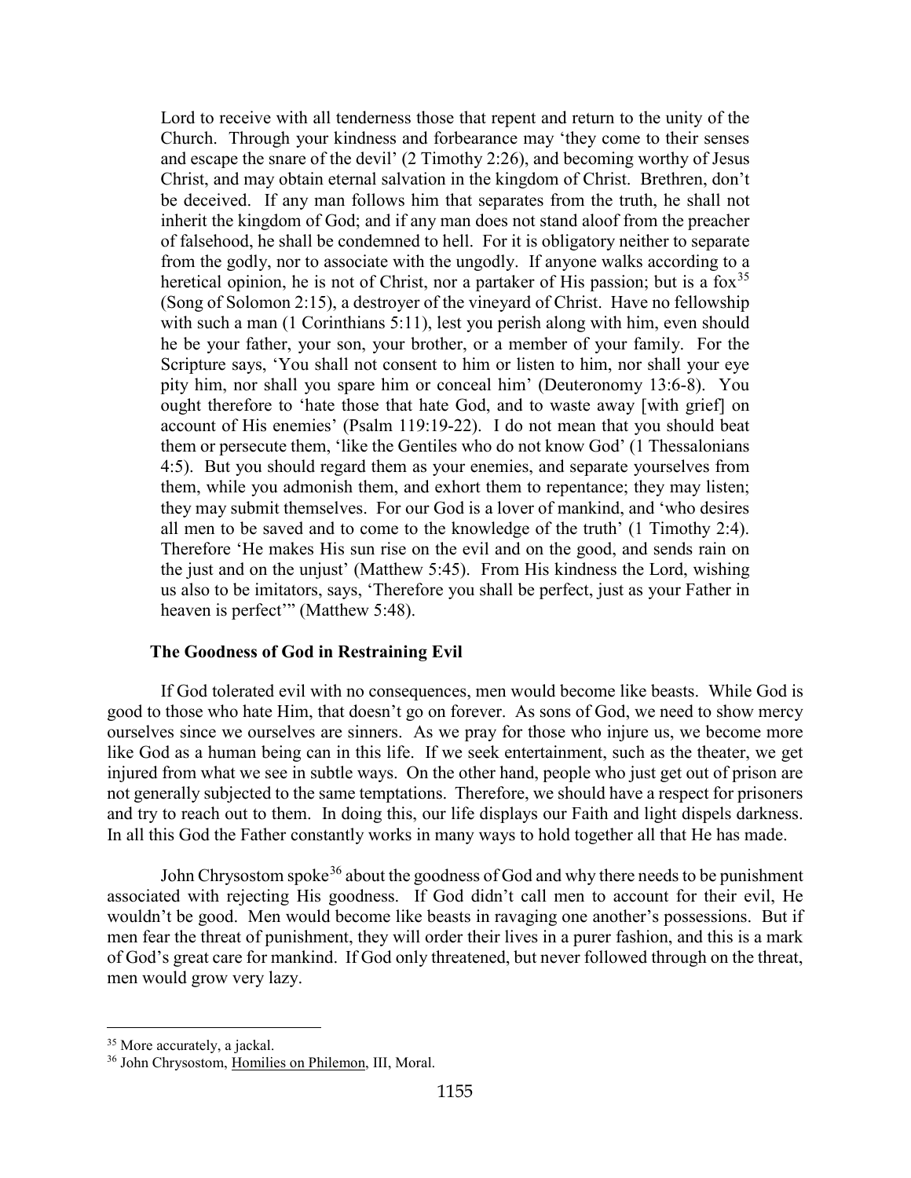> Lord to receive with all tenderness those that repent and return to the unity of the Church. Through your kindness and forbearance may 'they come to their senses and escape the snare of the devil' (2 Timothy 2:26), and becoming worthy of Jesus Christ, and may obtain eternal salvation in the kingdom of Christ. Brethren, don't be deceived. If any man follows him that separates from the truth, he shall not inherit the kingdom of God; and if any man does not stand aloof from the preacher of falsehood, he shall be condemned to hell. For it is obligatory neither to separate from the godly, nor to associate with the ungodly. If anyone walks according to a heretical opinion, he is not of Christ, nor a partaker of His passion; but is a fox[35] (Song of Solomon 2:15), a destroyer of the vineyard of Christ. Have no fellowship with such a man (1 Corinthians 5:11), lest you perish along with him, even should he be your father, your son, your brother, or a member of your family. For the Scripture says, 'You shall not consent to him or listen to him, nor shall your eye pity him, nor shall you spare him or conceal him' (Deuteronomy 13:6-8). You ought therefore to 'hate those that hate God, and to waste away [with grief] on account of His enemies' (Psalm 119:19-22). I do not mean that you should beat them or persecute them, 'like the Gentiles who do not know God' (1 Thessalonians 4:5). But you should regard them as your enemies, and separate yourselves from them, while you admonish them, and exhort them to repentance; they may listen; they may submit themselves. For our God is a lover of mankind, and 'who desires all men to be saved and to come to the knowledge of the truth' (1 Timothy 2:4). Therefore 'He makes His sun rise on the evil and on the good, and sends rain on the just and on the unjust' (Matthew 5:45). From His kindness the Lord, wishing us also to be imitators, says, 'Therefore you shall be perfect, just as your Father in heaven is perfect'" (Matthew 5:48).

### The Goodness of God in Restraining Evil

If God tolerated evil with no consequences, men would become like beasts. While God is good to those who hate Him, that doesn't go on forever. As sons of God, we need to show mercy ourselves since we ourselves are sinners. As we pray for those who injure us, we become more like God as a human being can in this life. If we seek entertainment, such as the theater, we get injured from what we see in subtle ways. On the other hand, people who just get out of prison are not generally subjected to the same temptations. Therefore, we should have a respect for prisoners and try to reach out to them. In doing this, our life displays our Faith and light dispels darkness. In all this God the Father constantly works in many ways to hold together all that He has made.

John Chrysostom spoke[36] about the goodness of God and why there needs to be punishment associated with rejecting His goodness. If God didn't call men to account for their evil, He wouldn't be good. Men would become like beasts in ravaging one another's possessions. But if men fear the threat of punishment, they will order their lives in a purer fashion, and this is a mark of God's great care for mankind. If God only threatened, but never followed through on the threat, men would grow very lazy.

---

[35] More accurately, a jackal.

[36] John Chrysostom, Homilies on Philemon, III, Moral.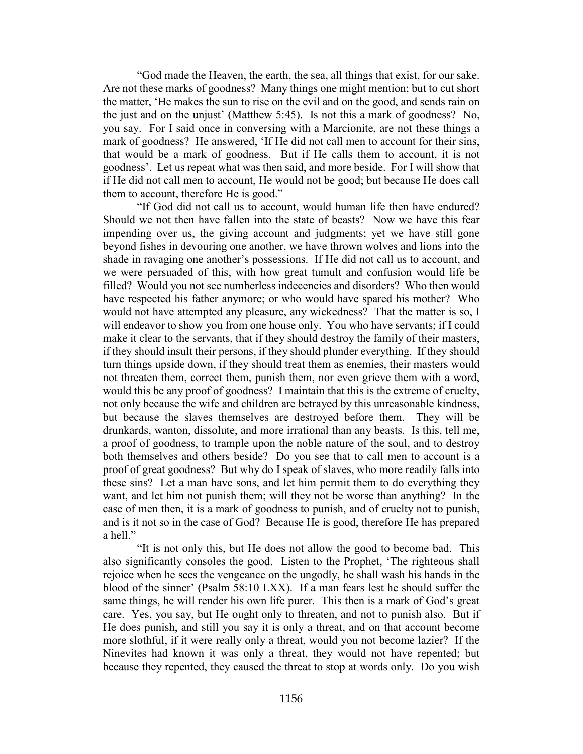"God made the Heaven, the earth, the sea, all things that exist, for our sake. Are not these marks of goodness? Many things one might mention; but to cut short the matter, 'He makes the sun to rise on the evil and on the good, and sends rain on the just and on the unjust' (Matthew 5:45). Is not this a mark of goodness? No, you say. For I said once in conversing with a Marcionite, are not these things a mark of goodness? He answered, 'If He did not call men to account for their sins, that would be a mark of goodness. But if He calls them to account, it is not goodness'. Let us repeat what was then said, and more beside. For I will show that if He did not call men to account, He would not be good; but because He does call them to account, therefore He is good."

"If God did not call us to account, would human life then have endured? Should we not then have fallen into the state of beasts? Now we have this fear impending over us, the giving account and judgments; yet we have still gone beyond fishes in devouring one another, we have thrown wolves and lions into the shade in ravaging one another's possessions. If He did not call us to account, and we were persuaded of this, with how great tumult and confusion would life be filled? Would you not see numberless indecencies and disorders? Who then would have respected his father anymore; or who would have spared his mother? Who would not have attempted any pleasure, any wickedness? That the matter is so, I will endeavor to show you from one house only. You who have servants; if I could make it clear to the servants, that if they should destroy the family of their masters, if they should insult their persons, if they should plunder everything. If they should turn things upside down, if they should treat them as enemies, their masters would not threaten them, correct them, punish them, nor even grieve them with a word, would this be any proof of goodness? I maintain that this is the extreme of cruelty, not only because the wife and children are betrayed by this unreasonable kindness, but because the slaves themselves are destroyed before them. They will be drunkards, wanton, dissolute, and more irrational than any beasts. Is this, tell me, a proof of goodness, to trample upon the noble nature of the soul, and to destroy both themselves and others beside? Do you see that to call men to account is a proof of great goodness? But why do I speak of slaves, who more readily falls into these sins? Let a man have sons, and let him permit them to do everything they want, and let him not punish them; will they not be worse than anything? In the case of men then, it is a mark of goodness to punish, and of cruelty not to punish, and is it not so in the case of God? Because He is good, therefore He has prepared a hell."

"It is not only this, but He does not allow the good to become bad. This also significantly consoles the good. Listen to the Prophet, 'The righteous shall rejoice when he sees the vengeance on the ungodly, he shall wash his hands in the blood of the sinner' (Psalm 58:10 LXX). If a man fears lest he should suffer the same things, he will render his own life purer. This then is a mark of God's great care. Yes, you say, but He ought only to threaten, and not to punish also. But if He does punish, and still you say it is only a threat, and on that account become more slothful, if it were really only a threat, would you not become lazier? If the Ninevites had known it was only a threat, they would not have repented; but because they repented, they caused the threat to stop at words only. Do you wish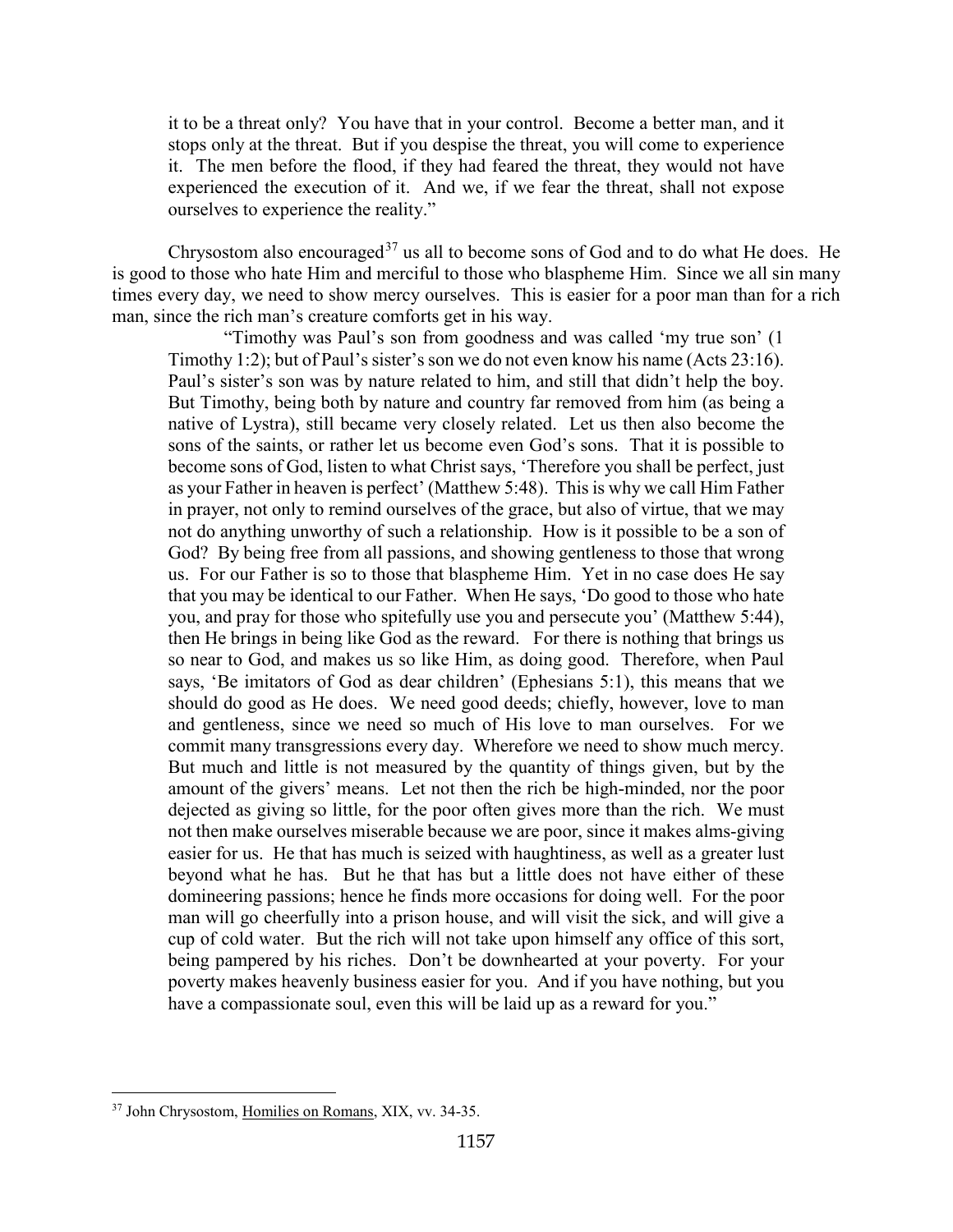> it to be a threat only? You have that in your control. Become a better man, and it stops only at the threat. But if you despise the threat, you will come to experience it. The men before the flood, if they had feared the threat, they would not have experienced the execution of it. And we, if we fear the threat, shall not expose ourselves to experience the reality."

Chrysostom also encouraged[37] us all to become sons of God and to do what He does. He is good to those who hate Him and merciful to those who blaspheme Him. Since we all sin many times every day, we need to show mercy ourselves. This is easier for a poor man than for a rich man, since the rich man's creature comforts get in his way.

> "Timothy was Paul's son from goodness and was called 'my true son' (1 Timothy 1:2); but of Paul's sister's son we do not even know his name (Acts 23:16). Paul's sister's son was by nature related to him, and still that didn't help the boy. But Timothy, being both by nature and country far removed from him (as being a native of Lystra), still became very closely related. Let us then also become the sons of the saints, or rather let us become even God's sons. That it is possible to become sons of God, listen to what Christ says, 'Therefore you shall be perfect, just as your Father in heaven is perfect' (Matthew 5:48). This is why we call Him Father in prayer, not only to remind ourselves of the grace, but also of virtue, that we may not do anything unworthy of such a relationship. How is it possible to be a son of God? By being free from all passions, and showing gentleness to those that wrong us. For our Father is so to those that blaspheme Him. Yet in no case does He say that you may be identical to our Father. When He says, 'Do good to those who hate you, and pray for those who spitefully use you and persecute you' (Matthew 5:44), then He brings in being like God as the reward. For there is nothing that brings us so near to God, and makes us so like Him, as doing good. Therefore, when Paul says, 'Be imitators of God as dear children' (Ephesians 5:1), this means that we should do good as He does. We need good deeds; chiefly, however, love to man and gentleness, since we need so much of His love to man ourselves. For we commit many transgressions every day. Wherefore we need to show much mercy. But much and little is not measured by the quantity of things given, but by the amount of the givers' means. Let not then the rich be high-minded, nor the poor dejected as giving so little, for the poor often gives more than the rich. We must not then make ourselves miserable because we are poor, since it makes alms-giving easier for us. He that has much is seized with haughtiness, as well as a greater lust beyond what he has. But he that has but a little does not have either of these domineering passions; hence he finds more occasions for doing well. For the poor man will go cheerfully into a prison house, and will visit the sick, and will give a cup of cold water. But the rich will not take upon himself any office of this sort, being pampered by his riches. Don't be downhearted at your poverty. For your poverty makes heavenly business easier for you. And if you have nothing, but you have a compassionate soul, even this will be laid up as a reward for you."

---

[37] John Chrysostom, Homilies on Romans, XIX, vv. 34-35.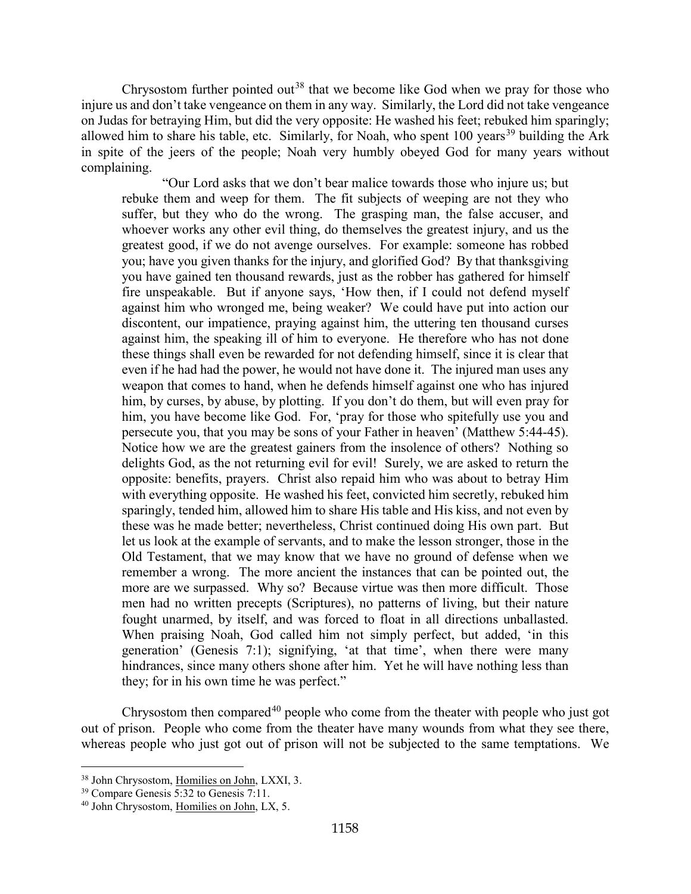Chrysostom further pointed out[38] that we become like God when we pray for those who injure us and don't take vengeance on them in any way. Similarly, the Lord did not take vengeance on Judas for betraying Him, but did the very opposite: He washed his feet; rebuked him sparingly; allowed him to share his table, etc. Similarly, for Noah, who spent 100 years[39] building the Ark in spite of the jeers of the people; Noah very humbly obeyed God for many years without complaining.

> "Our Lord asks that we don't bear malice towards those who injure us; but rebuke them and weep for them. The fit subjects of weeping are not they who suffer, but they who do the wrong. The grasping man, the false accuser, and whoever works any other evil thing, do themselves the greatest injury, and us the greatest good, if we do not avenge ourselves. For example: someone has robbed you; have you given thanks for the injury, and glorified God? By that thanksgiving you have gained ten thousand rewards, just as the robber has gathered for himself fire unspeakable. But if anyone says, 'How then, if I could not defend myself against him who wronged me, being weaker? We could have put into action our discontent, our impatience, praying against him, the uttering ten thousand curses against him, the speaking ill of him to everyone. He therefore who has not done these things shall even be rewarded for not defending himself, since it is clear that even if he had had the power, he would not have done it. The injured man uses any weapon that comes to hand, when he defends himself against one who has injured him, by curses, by abuse, by plotting. If you don't do them, but will even pray for him, you have become like God. For, 'pray for those who spitefully use you and persecute you, that you may be sons of your Father in heaven' (Matthew 5:44-45). Notice how we are the greatest gainers from the insolence of others? Nothing so delights God, as the not returning evil for evil! Surely, we are asked to return the opposite: benefits, prayers. Christ also repaid him who was about to betray Him with everything opposite. He washed his feet, convicted him secretly, rebuked him sparingly, tended him, allowed him to share His table and His kiss, and not even by these was he made better; nevertheless, Christ continued doing His own part. But let us look at the example of servants, and to make the lesson stronger, those in the Old Testament, that we may know that we have no ground of defense when we remember a wrong. The more ancient the instances that can be pointed out, the more are we surpassed. Why so? Because virtue was then more difficult. Those men had no written precepts (Scriptures), no patterns of living, but their nature fought unarmed, by itself, and was forced to float in all directions unballasted. When praising Noah, God called him not simply perfect, but added, 'in this generation' (Genesis 7:1); signifying, 'at that time', when there were many hindrances, since many others shone after him. Yet he will have nothing less than they; for in his own time he was perfect."

Chrysostom then compared[40] people who come from the theater with people who just got out of prison. People who come from the theater have many wounds from what they see there, whereas people who just got out of prison will not be subjected to the same temptations. We

---

[38] John Chrysostom, Homilies on John, LXXI, 3.

[39] Compare Genesis 5:32 to Genesis 7:11.

[40] John Chrysostom, Homilies on John, LX, 5.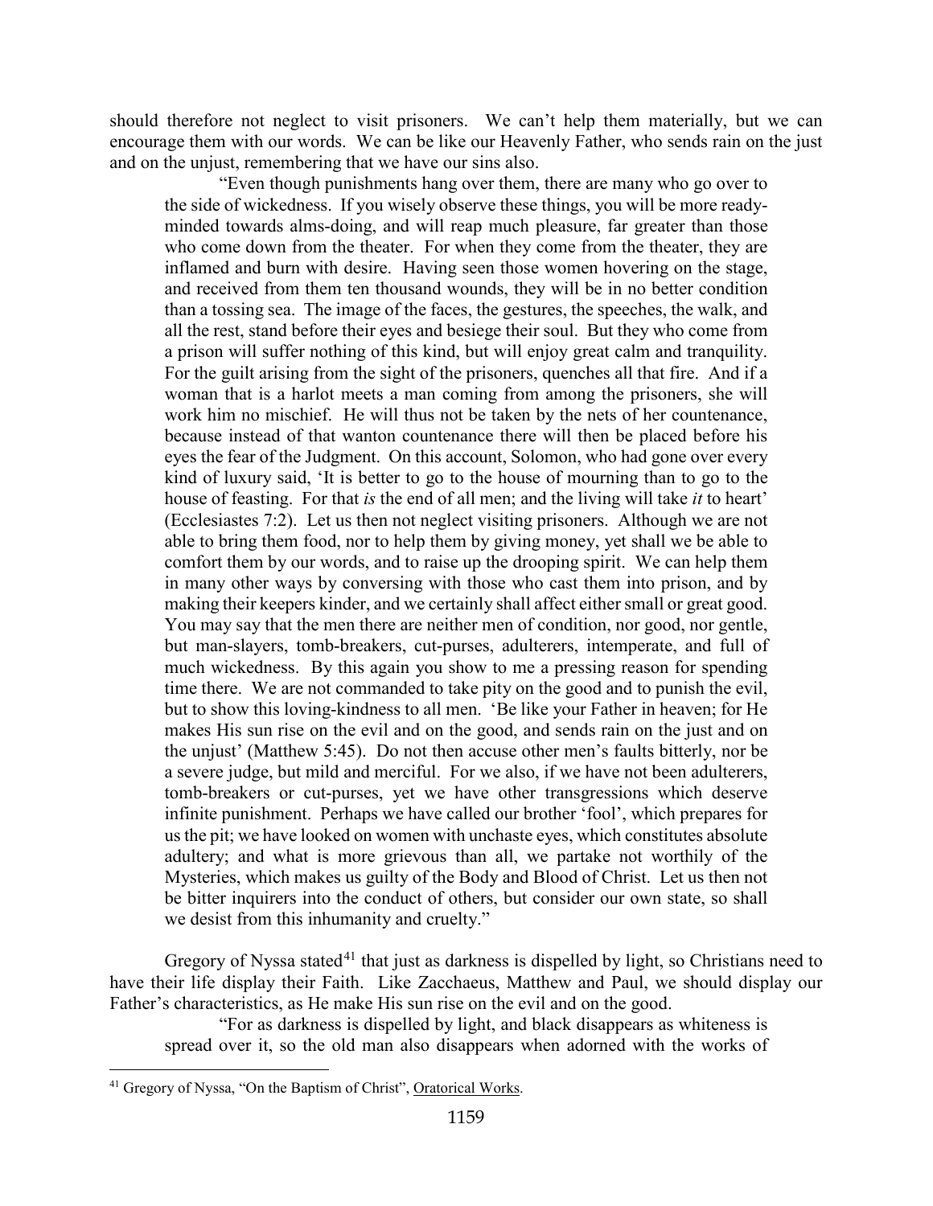should therefore not neglect to visit prisoners. We can't help them materially, but we can encourage them with our words. We can be like our Heavenly Father, who sends rain on the just and on the unjust, remembering that we have our sins also.

> "Even though punishments hang over them, there are many who go over to the side of wickedness. If you wisely observe these things, you will be more ready-minded towards alms-doing, and will reap much pleasure, far greater than those who come down from the theater. For when they come from the theater, they are inflamed and burn with desire. Having seen those women hovering on the stage, and received from them ten thousand wounds, they will be in no better condition than a tossing sea. The image of the faces, the gestures, the speeches, the walk, and all the rest, stand before their eyes and besiege their soul. But they who come from a prison will suffer nothing of this kind, but will enjoy great calm and tranquility. For the guilt arising from the sight of the prisoners, quenches all that fire. And if a woman that is a harlot meets a man coming from among the prisoners, she will work him no mischief. He will thus not be taken by the nets of her countenance, because instead of that wanton countenance there will then be placed before his eyes the fear of the Judgment. On this account, Solomon, who had gone over every kind of luxury said, 'It is better to go to the house of mourning than to go to the house of feasting. For that *is* the end of all men; and the living will take *it* to heart' (Ecclesiastes 7:2). Let us then not neglect visiting prisoners. Although we are not able to bring them food, nor to help them by giving money, yet shall we be able to comfort them by our words, and to raise up the drooping spirit. We can help them in many other ways by conversing with those who cast them into prison, and by making their keepers kinder, and we certainly shall affect either small or great good. You may say that the men there are neither men of condition, nor good, nor gentle, but man-slayers, tomb-breakers, cut-purses, adulterers, intemperate, and full of much wickedness. By this again you show to me a pressing reason for spending time there. We are not commanded to take pity on the good and to punish the evil, but to show this loving-kindness to all men. 'Be like your Father in heaven; for He makes His sun rise on the evil and on the good, and sends rain on the just and on the unjust' (Matthew 5:45). Do not then accuse other men's faults bitterly, nor be a severe judge, but mild and merciful. For we also, if we have not been adulterers, tomb-breakers or cut-purses, yet we have other transgressions which deserve infinite punishment. Perhaps we have called our brother 'fool', which prepares for us the pit; we have looked on women with unchaste eyes, which constitutes absolute adultery; and what is more grievous than all, we partake not worthily of the Mysteries, which makes us guilty of the Body and Blood of Christ. Let us then not be bitter inquirers into the conduct of others, but consider our own state, so shall we desist from this inhumanity and cruelty."

Gregory of Nyssa stated[41] that just as darkness is dispelled by light, so Christians need to have their life display their Faith. Like Zacchaeus, Matthew and Paul, we should display our Father's characteristics, as He make His sun rise on the evil and on the good.

> "For as darkness is dispelled by light, and black disappears as whiteness is spread over it, so the old man also disappears when adorned with the works of

---

[41] Gregory of Nyssa, "On the Baptism of Christ", Oratorical Works.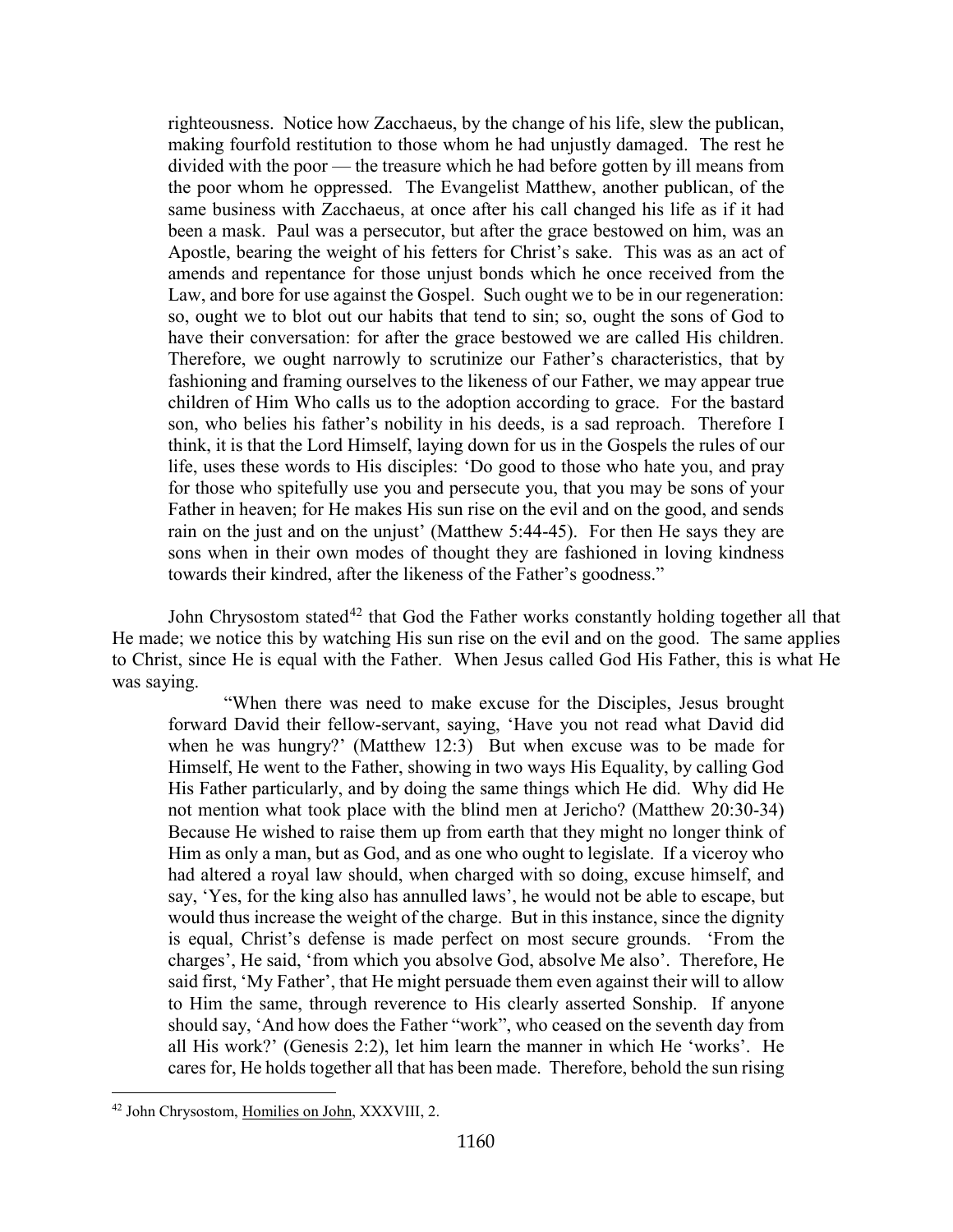> righteousness. Notice how Zacchaeus, by the change of his life, slew the publican, making fourfold restitution to those whom he had unjustly damaged. The rest he divided with the poor — the treasure which he had before gotten by ill means from the poor whom he oppressed. The Evangelist Matthew, another publican, of the same business with Zacchaeus, at once after his call changed his life as if it had been a mask. Paul was a persecutor, but after the grace bestowed on him, was an Apostle, bearing the weight of his fetters for Christ's sake. This was as an act of amends and repentance for those unjust bonds which he once received from the Law, and bore for use against the Gospel. Such ought we to be in our regeneration: so, ought we to blot out our habits that tend to sin; so, ought the sons of God to have their conversation: for after the grace bestowed we are called His children. Therefore, we ought narrowly to scrutinize our Father's characteristics, that by fashioning and framing ourselves to the likeness of our Father, we may appear true children of Him Who calls us to the adoption according to grace. For the bastard son, who belies his father's nobility in his deeds, is a sad reproach. Therefore I think, it is that the Lord Himself, laying down for us in the Gospels the rules of our life, uses these words to His disciples: 'Do good to those who hate you, and pray for those who spitefully use you and persecute you, that you may be sons of your Father in heaven; for He makes His sun rise on the evil and on the good, and sends rain on the just and on the unjust' (Matthew 5:44-45). For then He says they are sons when in their own modes of thought they are fashioned in loving kindness towards their kindred, after the likeness of the Father's goodness."

John Chrysostom stated[42] that God the Father works constantly holding together all that He made; we notice this by watching His sun rise on the evil and on the good. The same applies to Christ, since He is equal with the Father. When Jesus called God His Father, this is what He was saying.

> "When there was need to make excuse for the Disciples, Jesus brought forward David their fellow-servant, saying, 'Have you not read what David did when he was hungry?' (Matthew 12:3) But when excuse was to be made for Himself, He went to the Father, showing in two ways His Equality, by calling God His Father particularly, and by doing the same things which He did. Why did He not mention what took place with the blind men at Jericho? (Matthew 20:30-34) Because He wished to raise them up from earth that they might no longer think of Him as only a man, but as God, and as one who ought to legislate. If a viceroy who had altered a royal law should, when charged with so doing, excuse himself, and say, 'Yes, for the king also has annulled laws', he would not be able to escape, but would thus increase the weight of the charge. But in this instance, since the dignity is equal, Christ's defense is made perfect on most secure grounds. 'From the charges', He said, 'from which you absolve God, absolve Me also'. Therefore, He said first, 'My Father', that He might persuade them even against their will to allow to Him the same, through reverence to His clearly asserted Sonship. If anyone should say, 'And how does the Father "work", who ceased on the seventh day from all His work?' (Genesis 2:2), let him learn the manner in which He 'works'. He cares for, He holds together all that has been made. Therefore, behold the sun rising

[42] John Chrysostom, Homilies on John, XXXVIII, 2.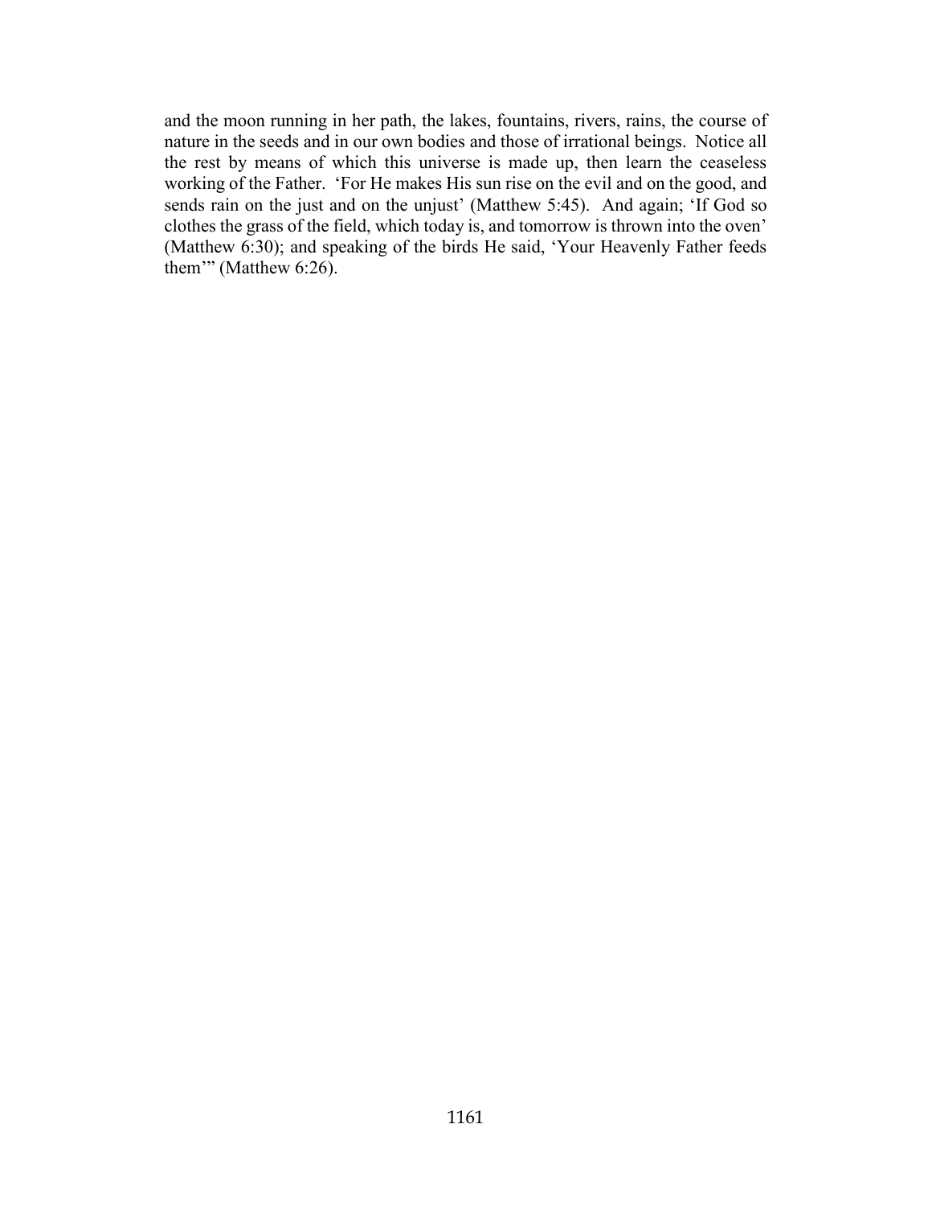and the moon running in her path, the lakes, fountains, rivers, rains, the course of nature in the seeds and in our own bodies and those of irrational beings. Notice all the rest by means of which this universe is made up, then learn the ceaseless working of the Father. 'For He makes His sun rise on the evil and on the good, and sends rain on the just and on the unjust' (Matthew 5:45). And again; 'If God so clothes the grass of the field, which today is, and tomorrow is thrown into the oven' (Matthew 6:30); and speaking of the birds He said, 'Your Heavenly Father feeds them'" (Matthew 6:26).